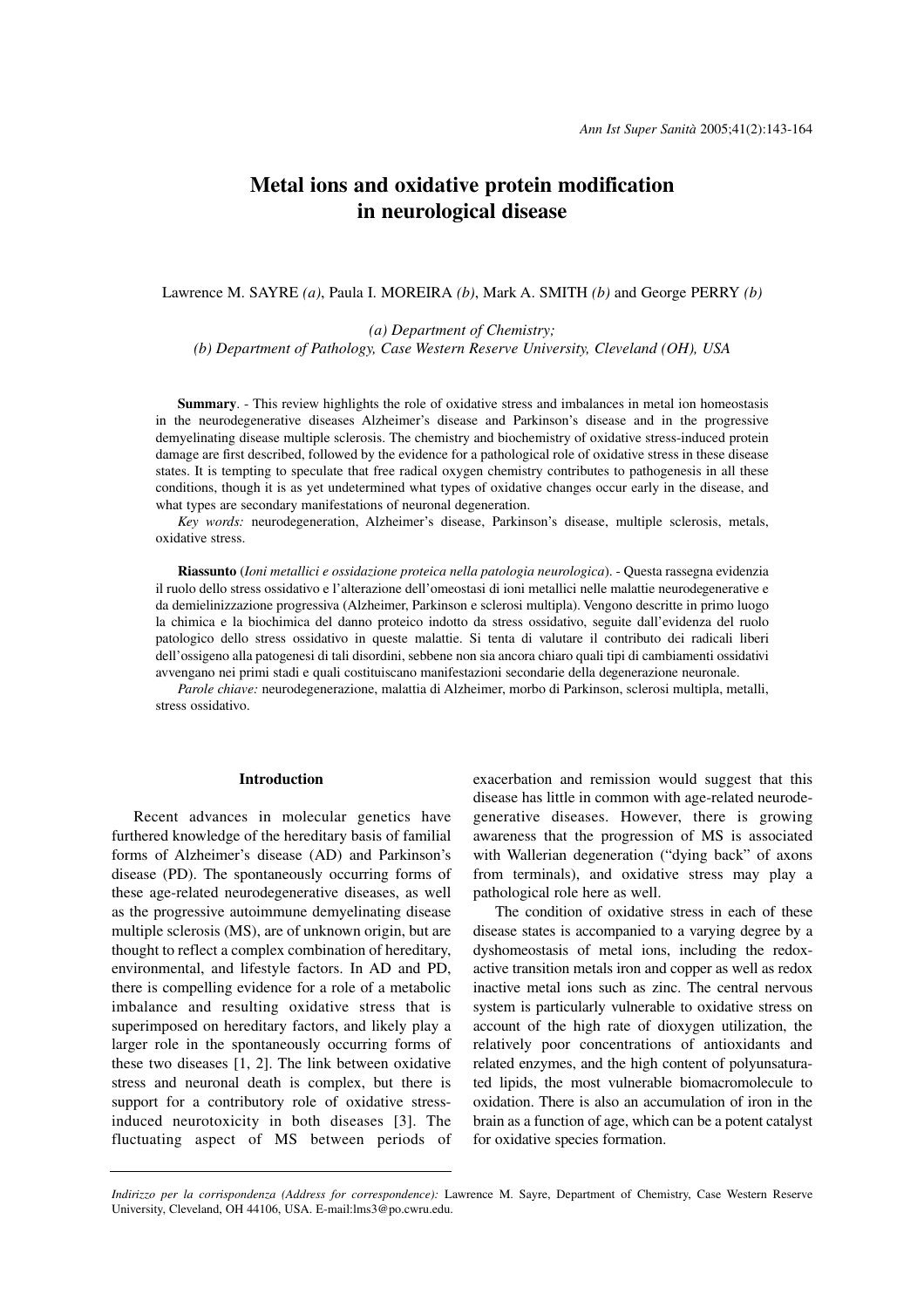# Metal ions and oxidative protein modification in neurological disease

Lawrence M. SAYRE *(a)*, Paula I. MOREIRA *(b)*, Mark A. SMITH *(b)* and George PERRY *(b)*

*(a) Department of Chemistry;*
*(b) Department of Pathology, Case Western Reserve University, Cleveland (OH), USA*

**Summary**. - This review highlights the role of oxidative stress and imbalances in metal ion homeostasis in the neurodegenerative diseases Alzheimer's disease and Parkinson's disease and in the progressive demyelinating disease multiple sclerosis. The chemistry and biochemistry of oxidative stress-induced protein damage are first described, followed by the evidence for a pathological role of oxidative stress in these disease states. It is tempting to speculate that free radical oxygen chemistry contributes to pathogenesis in all these conditions, though it is as yet undetermined what types of oxidative changes occur early in the disease, and what types are secondary manifestations of neuronal degeneration.

*Key words:* neurodegeneration, Alzheimer's disease, Parkinson's disease, multiple sclerosis, metals, oxidative stress.

**Riassunto** (*Ioni metallici e ossidazione proteica nella patologia neurologica*). - Questa rassegna evidenzia il ruolo dello stress ossidativo e l'alterazione dell'omeostasi di ioni metallici nelle malattie neurodegenerative e da demielinizzazione progressiva (Alzheimer, Parkinson e sclerosi multipla). Vengono descritte in primo luogo la chimica e la biochimica del danno proteico indotto da stress ossidativo, seguite dall'evidenza del ruolo patologico dello stress ossidativo in queste malattie. Si tenta di valutare il contributo dei radicali liberi dell'ossigeno alla patogenesi di tali disordini, sebbene non sia ancora chiaro quali tipi di cambiamenti ossidativi avvengano nei primi stadi e quali costituiscano manifestazioni secondarie della degenerazione neuronale.

*Parole chiave:* neurodegenerazione, malattia di Alzheimer, morbo di Parkinson, sclerosi multipla, metalli, stress ossidativo.

## Introduction

Recent advances in molecular genetics have furthered knowledge of the hereditary basis of familial forms of Alzheimer's disease (AD) and Parkinson's disease (PD). The spontaneously occurring forms of these age-related neurodegenerative diseases, as well as the progressive autoimmune demyelinating disease multiple sclerosis (MS), are of unknown origin, but are thought to reflect a complex combination of hereditary, environmental, and lifestyle factors. In AD and PD, there is compelling evidence for a role of a metabolic imbalance and resulting oxidative stress that is superimposed on hereditary factors, and likely play a larger role in the spontaneously occurring forms of these two diseases [1, 2]. The link between oxidative stress and neuronal death is complex, but there is support for a contributory role of oxidative stress-induced neurotoxicity in both diseases [3]. The fluctuating aspect of MS between periods of exacerbation and remission would suggest that this disease has little in common with age-related neurodegenerative diseases. However, there is growing awareness that the progression of MS is associated with Wallerian degeneration ("dying back" of axons from terminals), and oxidative stress may play a pathological role here as well.

The condition of oxidative stress in each of these disease states is accompanied to a varying degree by a dyshomeostasis of metal ions, including the redox-active transition metals iron and copper as well as redox inactive metal ions such as zinc. The central nervous system is particularly vulnerable to oxidative stress on account of the high rate of dioxygen utilization, the relatively poor concentrations of antioxidants and related enzymes, and the high content of polyunsaturated lipids, the most vulnerable biomacromolecule to oxidation. There is also an accumulation of iron in the brain as a function of age, which can be a potent catalyst for oxidative species formation.

*Indirizzo per la corrispondenza (Address for correspondence):* Lawrence M. Sayre, Department of Chemistry, Case Western Reserve University, Cleveland, OH 44106, USA. E-mail:lms3@po.cwru.edu.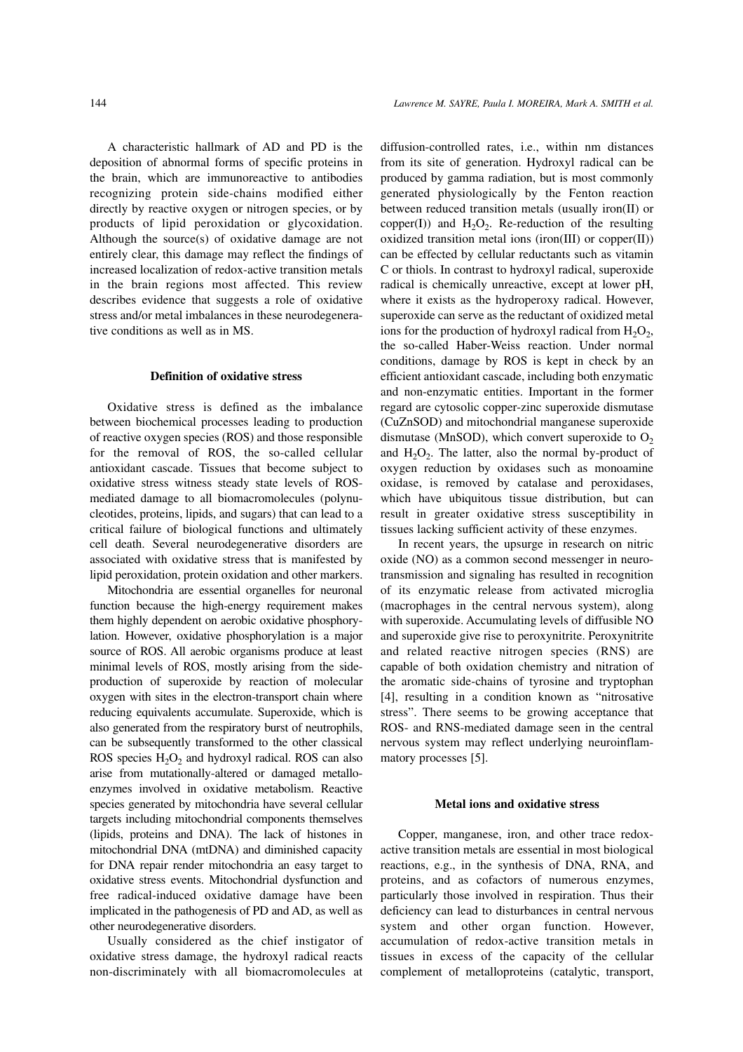A characteristic hallmark of AD and PD is the deposition of abnormal forms of specific proteins in the brain, which are immunoreactive to antibodies recognizing protein side-chains modified either directly by reactive oxygen or nitrogen species, or by products of lipid peroxidation or glycoxidation. Although the source(s) of oxidative damage are not entirely clear, this damage may reflect the findings of increased localization of redox-active transition metals in the brain regions most affected. This review describes evidence that suggests a role of oxidative stress and/or metal imbalances in these neurodegenerative conditions as well as in MS.

## Definition of oxidative stress

Oxidative stress is defined as the imbalance between biochemical processes leading to production of reactive oxygen species (ROS) and those responsible for the removal of ROS, the so-called cellular antioxidant cascade. Tissues that become subject to oxidative stress witness steady state levels of ROS-mediated damage to all biomacromolecules (polynucleotides, proteins, lipids, and sugars) that can lead to a critical failure of biological functions and ultimately cell death. Several neurodegenerative disorders are associated with oxidative stress that is manifested by lipid peroxidation, protein oxidation and other markers.

Mitochondria are essential organelles for neuronal function because the high-energy requirement makes them highly dependent on aerobic oxidative phosphorylation. However, oxidative phosphorylation is a major source of ROS. All aerobic organisms produce at least minimal levels of ROS, mostly arising from the side-production of superoxide by reaction of molecular oxygen with sites in the electron-transport chain where reducing equivalents accumulate. Superoxide, which is also generated from the respiratory burst of neutrophils, can be subsequently transformed to the other classical ROS species $H_2O_2$ and hydroxyl radical. ROS can also arise from mutationally-altered or damaged metalloenzymes involved in oxidative metabolism. Reactive species generated by mitochondria have several cellular targets including mitochondrial components themselves (lipids, proteins and DNA). The lack of histones in mitochondrial DNA (mtDNA) and diminished capacity for DNA repair render mitochondria an easy target to oxidative stress events. Mitochondrial dysfunction and free radical-induced oxidative damage have been implicated in the pathogenesis of PD and AD, as well as other neurodegenerative disorders.

Usually considered as the chief instigator of oxidative stress damage, the hydroxyl radical reacts non-discriminately with all biomacromolecules at diffusion-controlled rates, i.e., within nm distances from its site of generation. Hydroxyl radical can be produced by gamma radiation, but is most commonly generated physiologically by the Fenton reaction between reduced transition metals (usually iron(II) or copper(I)) and $H_2O_2$. Re-reduction of the resulting oxidized transition metal ions (iron(III) or copper(II)) can be effected by cellular reductants such as vitamin C or thiols. In contrast to hydroxyl radical, superoxide radical is chemically unreactive, except at lower pH, where it exists as the hydroperoxy radical. However, superoxide can serve as the reductant of oxidized metal ions for the production of hydroxyl radical from $H_2O_2$, the so-called Haber-Weiss reaction. Under normal conditions, damage by ROS is kept in check by an efficient antioxidant cascade, including both enzymatic and non-enzymatic entities. Important in the former regard are cytosolic copper-zinc superoxide dismutase (CuZnSOD) and mitochondrial manganese superoxide dismutase (MnSOD), which convert superoxide to $O_2$ and $H_2O_2$. The latter, also the normal by-product of oxygen reduction by oxidases such as monoamine oxidase, is removed by catalase and peroxidases, which have ubiquitous tissue distribution, but can result in greater oxidative stress susceptibility in tissues lacking sufficient activity of these enzymes.

In recent years, the upsurge in research on nitric oxide (NO) as a common second messenger in neurotransmission and signaling has resulted in recognition of its enzymatic release from activated microglia (macrophages in the central nervous system), along with superoxide. Accumulating levels of diffusible NO and superoxide give rise to peroxynitrite. Peroxynitrite and related reactive nitrogen species (RNS) are capable of both oxidation chemistry and nitration of the aromatic side-chains of tyrosine and tryptophan [4], resulting in a condition known as "nitrosative stress". There seems to be growing acceptance that ROS- and RNS-mediated damage seen in the central nervous system may reflect underlying neuroinflammatory processes [5].

## Metal ions and oxidative stress

Copper, manganese, iron, and other trace redox-active transition metals are essential in most biological reactions, e.g., in the synthesis of DNA, RNA, and proteins, and as cofactors of numerous enzymes, particularly those involved in respiration. Thus their deficiency can lead to disturbances in central nervous system and other organ function. However, accumulation of redox-active transition metals in tissues in excess of the capacity of the cellular complement of metalloproteins (catalytic, transport,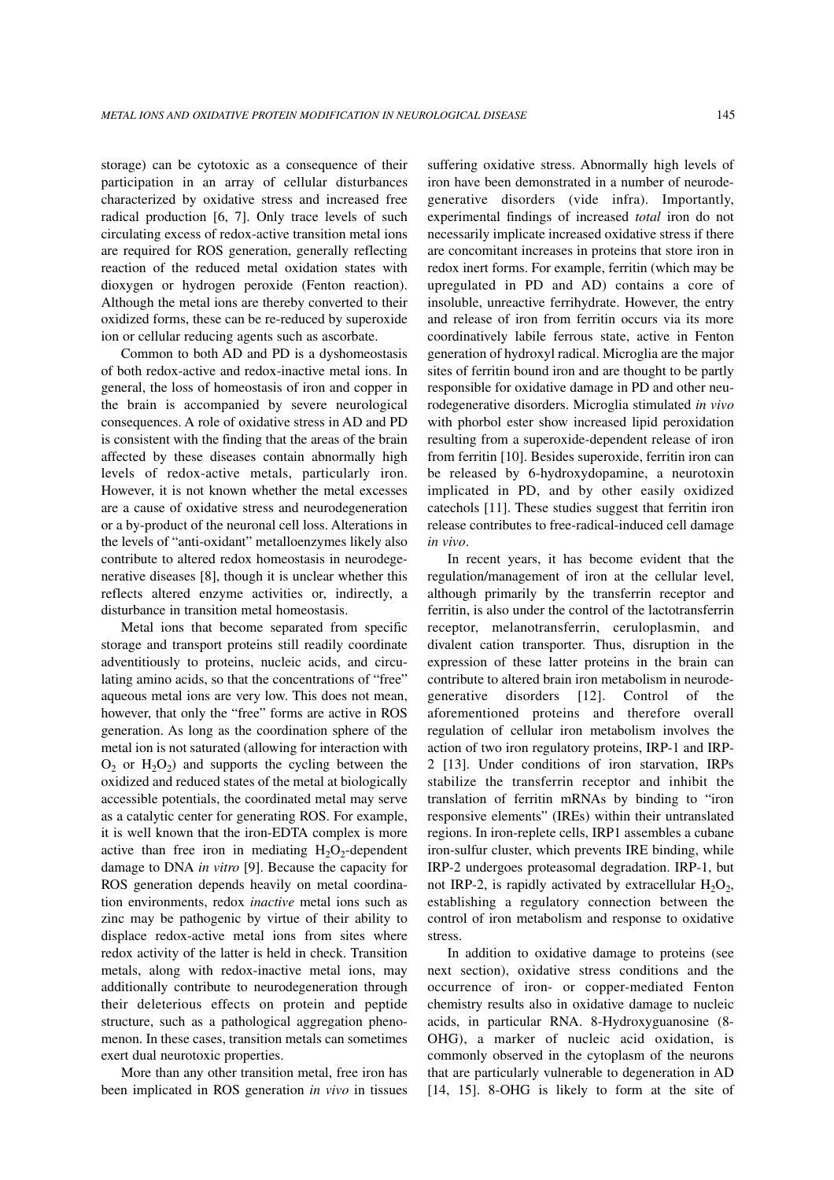storage) can be cytotoxic as a consequence of their participation in an array of cellular disturbances characterized by oxidative stress and increased free radical production [6, 7]. Only trace levels of such circulating excess of redox-active transition metal ions are required for ROS generation, generally reflecting reaction of the reduced metal oxidation states with dioxygen or hydrogen peroxide (Fenton reaction). Although the metal ions are thereby converted to their oxidized forms, these can be re-reduced by superoxide ion or cellular reducing agents such as ascorbate.

Common to both AD and PD is a dyshomeostasis of both redox-active and redox-inactive metal ions. In general, the loss of homeostasis of iron and copper in the brain is accompanied by severe neurological consequences. A role of oxidative stress in AD and PD is consistent with the finding that the areas of the brain affected by these diseases contain abnormally high levels of redox-active metals, particularly iron. However, it is not known whether the metal excesses are a cause of oxidative stress and neurodegeneration or a by-product of the neuronal cell loss. Alterations in the levels of "anti-oxidant" metalloenzymes likely also contribute to altered redox homeostasis in neurodegenerative diseases [8], though it is unclear whether this reflects altered enzyme activities or, indirectly, a disturbance in transition metal homeostasis.

Metal ions that become separated from specific storage and transport proteins still readily coordinate adventitiously to proteins, nucleic acids, and circulating amino acids, so that the concentrations of "free" aqueous metal ions are very low. This does not mean, however, that only the "free" forms are active in ROS generation. As long as the coordination sphere of the metal ion is not saturated (allowing for interaction with $O_2$ or $H_2O_2$) and supports the cycling between the oxidized and reduced states of the metal at biologically accessible potentials, the coordinated metal may serve as a catalytic center for generating ROS. For example, it is well known that the iron-EDTA complex is more active than free iron in mediating $H_2O_2$-dependent damage to DNA *in vitro* [9]. Because the capacity for ROS generation depends heavily on metal coordination environments, redox *inactive* metal ions such as zinc may be pathogenic by virtue of their ability to displace redox-active metal ions from sites where redox activity of the latter is held in check. Transition metals, along with redox-inactive metal ions, may additionally contribute to neurodegeneration through their deleterious effects on protein and peptide structure, such as a pathological aggregation phenomenon. In these cases, transition metals can sometimes exert dual neurotoxic properties.

More than any other transition metal, free iron has been implicated in ROS generation *in vivo* in tissues suffering oxidative stress. Abnormally high levels of iron have been demonstrated in a number of neurodegenerative disorders (vide infra). Importantly, experimental findings of increased *total* iron do not necessarily implicate increased oxidative stress if there are concomitant increases in proteins that store iron in redox inert forms. For example, ferritin (which may be upregulated in PD and AD) contains a core of insoluble, unreactive ferrihydrate. However, the entry and release of iron from ferritin occurs via its more coordinatively labile ferrous state, active in Fenton generation of hydroxyl radical. Microglia are the major sites of ferritin bound iron and are thought to be partly responsible for oxidative damage in PD and other neurodegenerative disorders. Microglia stimulated *in vivo* with phorbol ester show increased lipid peroxidation resulting from a superoxide-dependent release of iron from ferritin [10]. Besides superoxide, ferritin iron can be released by 6-hydroxydopamine, a neurotoxin implicated in PD, and by other easily oxidized catechols [11]. These studies suggest that ferritin iron release contributes to free-radical-induced cell damage *in vivo*.

In recent years, it has become evident that the regulation/management of iron at the cellular level, although primarily by the transferrin receptor and ferritin, is also under the control of the lactotransferrin receptor, melanotransferrin, ceruloplasmin, and divalent cation transporter. Thus, disruption in the expression of these latter proteins in the brain can contribute to altered brain iron metabolism in neurodegenerative disorders [12]. Control of the aforementioned proteins and therefore overall regulation of cellular iron metabolism involves the action of two iron regulatory proteins, IRP-1 and IRP-2 [13]. Under conditions of iron starvation, IRPs stabilize the transferrin receptor and inhibit the translation of ferritin mRNAs by binding to "iron responsive elements" (IREs) within their untranslated regions. In iron-replete cells, IRP1 assembles a cubane iron-sulfur cluster, which prevents IRE binding, while IRP-2 undergoes proteasomal degradation. IRP-1, but not IRP-2, is rapidly activated by extracellular $H_2O_2$, establishing a regulatory connection between the control of iron metabolism and response to oxidative stress.

In addition to oxidative damage to proteins (see next section), oxidative stress conditions and the occurrence of iron- or copper-mediated Fenton chemistry results also in oxidative damage to nucleic acids, in particular RNA. 8-Hydroxyguanosine (8-OHG), a marker of nucleic acid oxidation, is commonly observed in the cytoplasm of the neurons that are particularly vulnerable to degeneration in AD [14, 15]. 8-OHG is likely to form at the site of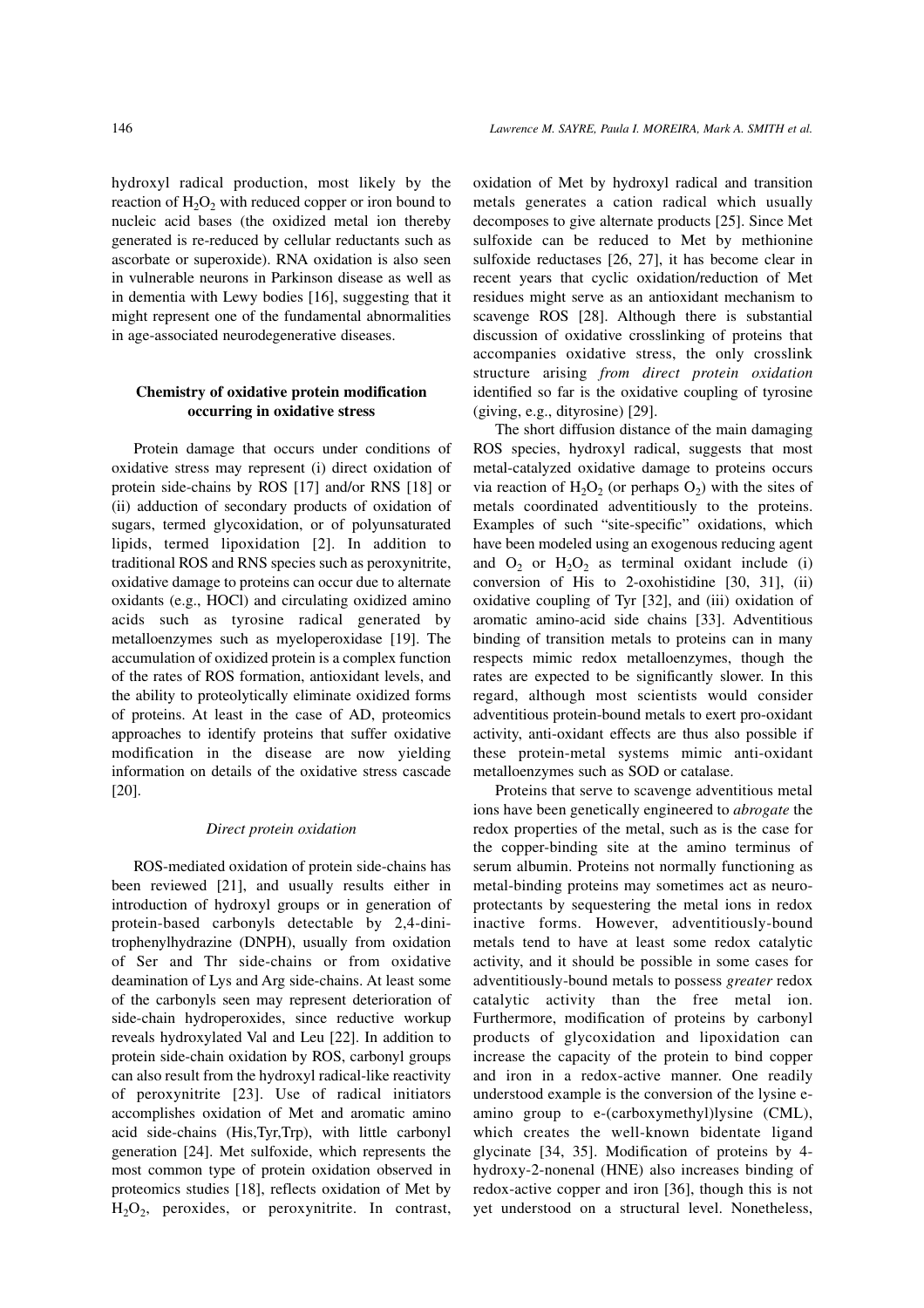hydroxyl radical production, most likely by the reaction of $H_2O_2$ with reduced copper or iron bound to nucleic acid bases (the oxidized metal ion thereby generated is re-reduced by cellular reductants such as ascorbate or superoxide). RNA oxidation is also seen in vulnerable neurons in Parkinson disease as well as in dementia with Lewy bodies [16], suggesting that it might represent one of the fundamental abnormalities in age-associated neurodegenerative diseases.

## Chemistry of oxidative protein modification occurring in oxidative stress

Protein damage that occurs under conditions of oxidative stress may represent (i) direct oxidation of protein side-chains by ROS [17] and/or RNS [18] or (ii) adduction of secondary products of oxidation of sugars, termed glycoxidation, or of polyunsaturated lipids, termed lipoxidation [2]. In addition to traditional ROS and RNS species such as peroxynitrite, oxidative damage to proteins can occur due to alternate oxidants (e.g., HOCl) and circulating oxidized amino acids such as tyrosine radical generated by metalloenzymes such as myeloperoxidase [19]. The accumulation of oxidized protein is a complex function of the rates of ROS formation, antioxidant levels, and the ability to proteolytically eliminate oxidized forms of proteins. At least in the case of AD, proteomics approaches to identify proteins that suffer oxidative modification in the disease are now yielding information on details of the oxidative stress cascade [20].

### *Direct protein oxidation*

ROS-mediated oxidation of protein side-chains has been reviewed [21], and usually results either in introduction of hydroxyl groups or in generation of protein-based carbonyls detectable by 2,4-dinitrophenylhydrazine (DNPH), usually from oxidation of Ser and Thr side-chains or from oxidative deamination of Lys and Arg side-chains. At least some of the carbonyls seen may represent deterioration of side-chain hydroperoxides, since reductive workup reveals hydroxylated Val and Leu [22]. In addition to protein side-chain oxidation by ROS, carbonyl groups can also result from the hydroxyl radical-like reactivity of peroxynitrite [23]. Use of radical initiators accomplishes oxidation of Met and aromatic amino acid side-chains (His,Tyr,Trp), with little carbonyl generation [24]. Met sulfoxide, which represents the most common type of protein oxidation observed in proteomics studies [18], reflects oxidation of Met by $H_2O_2$, peroxides, or peroxynitrite. In contrast, oxidation of Met by hydroxyl radical and transition metals generates a cation radical which usually decomposes to give alternate products [25]. Since Met sulfoxide can be reduced to Met by methionine sulfoxide reductases [26, 27], it has become clear in recent years that cyclic oxidation/reduction of Met residues might serve as an antioxidant mechanism to scavenge ROS [28]. Although there is substantial discussion of oxidative crosslinking of proteins that accompanies oxidative stress, the only crosslink structure arising *from direct protein oxidation* identified so far is the oxidative coupling of tyrosine (giving, e.g., dityrosine) [29].

The short diffusion distance of the main damaging ROS species, hydroxyl radical, suggests that most metal-catalyzed oxidative damage to proteins occurs via reaction of $H_2O_2$ (or perhaps $O_2$) with the sites of metals coordinated adventitiously to the proteins. Examples of such "site-specific" oxidations, which have been modeled using an exogenous reducing agent and $O_2$ or $H_2O_2$ as terminal oxidant include (i) conversion of His to 2-oxohistidine [30, 31], (ii) oxidative coupling of Tyr [32], and (iii) oxidation of aromatic amino-acid side chains [33]. Adventitious binding of transition metals to proteins can in many respects mimic redox metalloenzymes, though the rates are expected to be significantly slower. In this regard, although most scientists would consider adventitious protein-bound metals to exert pro-oxidant activity, anti-oxidant effects are thus also possible if these protein-metal systems mimic anti-oxidant metalloenzymes such as SOD or catalase.

Proteins that serve to scavenge adventitious metal ions have been genetically engineered to *abrogate* the redox properties of the metal, such as is the case for the copper-binding site at the amino terminus of serum albumin. Proteins not normally functioning as metal-binding proteins may sometimes act as neuroprotectants by sequestering the metal ions in redox inactive forms. However, adventitiously-bound metals tend to have at least some redox catalytic activity, and it should be possible in some cases for adventitiously-bound metals to possess *greater* redox catalytic activity than the free metal ion. Furthermore, modification of proteins by carbonyl products of glycoxidation and lipoxidation can increase the capacity of the protein to bind copper and iron in a redox-active manner. One readily understood example is the conversion of the lysine e-amino group to e-(carboxymethyl)lysine (CML), which creates the well-known bidentate ligand glycinate [34, 35]. Modification of proteins by 4-hydroxy-2-nonenal (HNE) also increases binding of redox-active copper and iron [36], though this is not yet understood on a structural level. Nonetheless,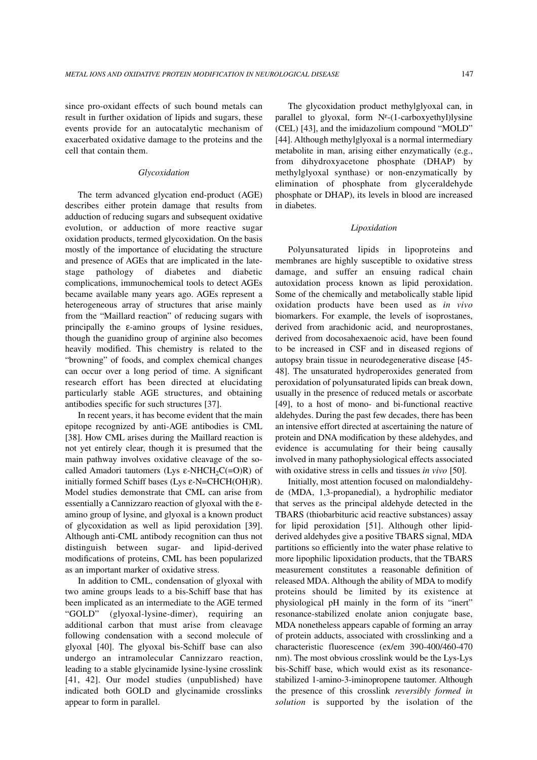since pro-oxidant effects of such bound metals can result in further oxidation of lipids and sugars, these events provide for an autocatalytic mechanism of exacerbated oxidative damage to the proteins and the cell that contain them.

### *Glycoxidation*

The term advanced glycation end-product (AGE) describes either protein damage that results from adduction of reducing sugars and subsequent oxidative evolution, or adduction of more reactive sugar oxidation products, termed glycoxidation. On the basis mostly of the importance of elucidating the structure and presence of AGEs that are implicated in the late-stage pathology of diabetes and diabetic complications, immunochemical tools to detect AGEs became available many years ago. AGEs represent a heterogeneous array of structures that arise mainly from the "Maillard reaction" of reducing sugars with principally the ε-amino groups of lysine residues, though the guanidino group of arginine also becomes heavily modified. This chemistry is related to the "browning" of foods, and complex chemical changes can occur over a long period of time. A significant research effort has been directed at elucidating particularly stable AGE structures, and obtaining antibodies specific for such structures [37].

In recent years, it has become evident that the main epitope recognized by anti-AGE antibodies is CML [38]. How CML arises during the Maillard reaction is not yet entirely clear, though it is presumed that the main pathway involves oxidative cleavage of the so-called Amadori tautomers (Lys ε-$NHCH_2C(=O)R$) of initially formed Schiff bases (Lys ε-N=CHCH(OH)R). Model studies demonstrate that CML can arise from essentially a Cannizzaro reaction of glyoxal with the ε-amino group of lysine, and glyoxal is a known product of glycoxidation as well as lipid peroxidation [39]. Although anti-CML antibody recognition can thus not distinguish between sugar- and lipid-derived modifications of proteins, CML has been popularized as an important marker of oxidative stress.

In addition to CML, condensation of glyoxal with two amine groups leads to a bis-Schiff base that has been implicated as an intermediate to the AGE termed "GOLD" (glyoxal-lysine-dimer), requiring an additional carbon that must arise from cleavage following condensation with a second molecule of glyoxal [40]. The glyoxal bis-Schiff base can also undergo an intramolecular Cannizzaro reaction, leading to a stable glycinamide lysine-lysine crosslink [41, 42]. Our model studies (unpublished) have indicated both GOLD and glycinamide crosslinks appear to form in parallel.

The glycoxidation product methylglyoxal can, in parallel to glyoxal, form $N^{\varepsilon}$-(1-carboxyethyl)lysine (CEL) [43], and the imidazolium compound "MOLD" [44]. Although methylglyoxal is a normal intermediary metabolite in man, arising either enzymatically (e.g., from dihydroxyacetone phosphate (DHAP) by methylglyoxal synthase) or non-enzymatically by elimination of phosphate from glyceraldehyde phosphate or DHAP), its levels in blood are increased in diabetes.

### *Lipoxidation*

Polyunsaturated lipids in lipoproteins and membranes are highly susceptible to oxidative stress damage, and suffer an ensuing radical chain autoxidation process known as lipid peroxidation. Some of the chemically and metabolically stable lipid oxidation products have been used as *in vivo* biomarkers. For example, the levels of isoprostanes, derived from arachidonic acid, and neuroprostanes, derived from docosahexaenoic acid, have been found to be increased in CSF and in diseased regions of autopsy brain tissue in neurodegenerative disease [45-48]. The unsaturated hydroperoxides generated from peroxidation of polyunsaturated lipids can break down, usually in the presence of reduced metals or ascorbate [49], to a host of mono- and bi-functional reactive aldehydes. During the past few decades, there has been an intensive effort directed at ascertaining the nature of protein and DNA modification by these aldehydes, and evidence is accumulating for their being causally involved in many pathophysiological effects associated with oxidative stress in cells and tissues *in vivo* [50].

Initially, most attention focused on malondialdehyde (MDA, 1,3-propanedial), a hydrophilic mediator that serves as the principal aldehyde detected in the TBARS (thiobarbituric acid reactive substances) assay for lipid peroxidation [51]. Although other lipid-derived aldehydes give a positive TBARS signal, MDA partitions so efficiently into the water phase relative to more lipophilic lipoxidation products, that the TBARS measurement constitutes a reasonable definition of released MDA. Although the ability of MDA to modify proteins should be limited by its existence at physiological pH mainly in the form of its "inert" resonance-stabilized enolate anion conjugate base, MDA nonetheless appears capable of forming an array of protein adducts, associated with crosslinking and a characteristic fluorescence (ex/em 390-400/460-470 nm). The most obvious crosslink would be the Lys-Lys bis-Schiff base, which would exist as its resonance-stabilized 1-amino-3-iminopropene tautomer. Although the presence of this crosslink *reversibly formed in solution* is supported by the isolation of the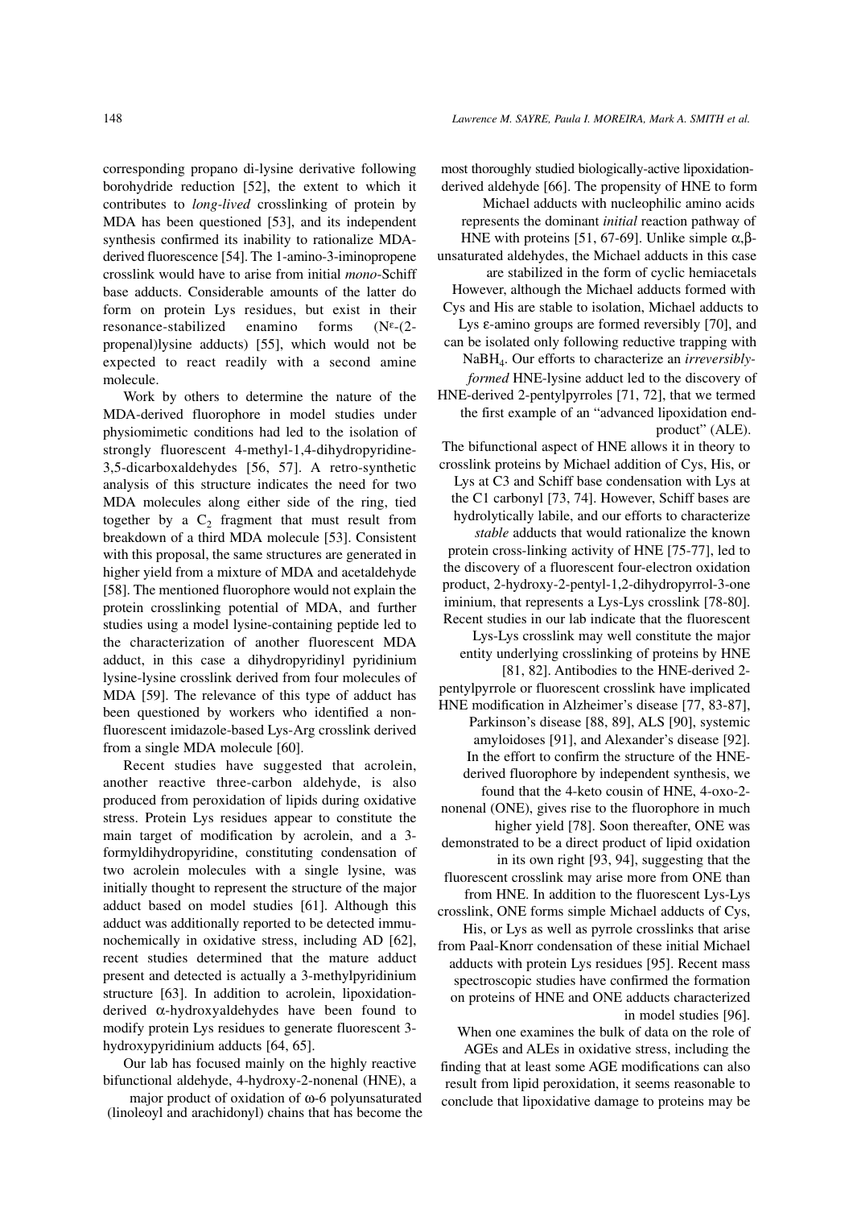corresponding propano di-lysine derivative following borohydride reduction [52], the extent to which it contributes to *long-lived* crosslinking of protein by MDA has been questioned [53], and its independent synthesis confirmed its inability to rationalize MDA-derived fluorescence [54]. The 1-amino-3-iminopropene crosslink would have to arise from initial *mono*-Schiff base adducts. Considerable amounts of the latter do form on protein Lys residues, but exist in their resonance-stabilized enamino forms ($N^{\varepsilon}$-(2-propenal)lysine adducts) [55], which would not be expected to react readily with a second amine molecule.

Work by others to determine the nature of the MDA-derived fluorophore in model studies under physiomimetic conditions had led to the isolation of strongly fluorescent 4-methyl-1,4-dihydropyridine-3,5-dicarboxaldehydes [56, 57]. A retro-synthetic analysis of this structure indicates the need for two MDA molecules along either side of the ring, tied together by a $C_2$ fragment that must result from breakdown of a third MDA molecule [53]. Consistent with this proposal, the same structures are generated in higher yield from a mixture of MDA and acetaldehyde [58]. The mentioned fluorophore would not explain the protein crosslinking potential of MDA, and further studies using a model lysine-containing peptide led to the characterization of another fluorescent MDA adduct, in this case a dihydropyridinyl pyridinium lysine-lysine crosslink derived from four molecules of MDA [59]. The relevance of this type of adduct has been questioned by workers who identified a non-fluorescent imidazole-based Lys-Arg crosslink derived from a single MDA molecule [60].

Recent studies have suggested that acrolein, another reactive three-carbon aldehyde, is also produced from peroxidation of lipids during oxidative stress. Protein Lys residues appear to constitute the main target of modification by acrolein, and a 3-formyldihydropyridine, constituting condensation of two acrolein molecules with a single lysine, was initially thought to represent the structure of the major adduct based on model studies [61]. Although this adduct was additionally reported to be detected immunochemically in oxidative stress, including AD [62], recent studies determined that the mature adduct present and detected is actually a 3-methylpyridinium structure [63]. In addition to acrolein, lipoxidation-derived α-hydroxyaldehydes have been found to modify protein Lys residues to generate fluorescent 3-hydroxypyridinium adducts [64, 65].

Our lab has focused mainly on the highly reactive bifunctional aldehyde, 4-hydroxy-2-nonenal (HNE), a major product of oxidation of ω-6 polyunsaturated (linoleoyl and arachidonyl) chains that has become the most thoroughly studied biologically-active lipoxidation-derived aldehyde [66]. The propensity of HNE to form Michael adducts with nucleophilic amino acids represents the dominant *initial* reaction pathway of HNE with proteins [51, 67-69]. Unlike simple α,β-unsaturated aldehydes, the Michael adducts in this case are stabilized in the form of cyclic hemiacetals However, although the Michael adducts formed with Cys and His are stable to isolation, Michael adducts to Lys ε-amino groups are formed reversibly [70], and can be isolated only following reductive trapping with $NaBH_4$. Our efforts to characterize an *irreversibly-formed* HNE-lysine adduct led to the discovery of HNE-derived 2-pentylpyrroles [71, 72], that we termed the first example of an "advanced lipoxidation end-product" (ALE).

The bifunctional aspect of HNE allows it in theory to crosslink proteins by Michael addition of Cys, His, or Lys at C3 and Schiff base condensation with Lys at the C1 carbonyl [73, 74]. However, Schiff bases are hydrolytically labile, and our efforts to characterize *stable* adducts that would rationalize the known protein cross-linking activity of HNE [75-77], led to the discovery of a fluorescent four-electron oxidation product, 2-hydroxy-2-pentyl-1,2-dihydropyrrol-3-one iminium, that represents a Lys-Lys crosslink [78-80]. Recent studies in our lab indicate that the fluorescent Lys-Lys crosslink may well constitute the major entity underlying crosslinking of proteins by HNE [81, 82]. Antibodies to the HNE-derived 2-pentylpyrrole or fluorescent crosslink have implicated HNE modification in Alzheimer's disease [77, 83-87], Parkinson's disease [88, 89], ALS [90], systemic amyloidoses [91], and Alexander's disease [92]. In the effort to confirm the structure of the HNE-derived fluorophore by independent synthesis, we found that the 4-keto cousin of HNE, 4-oxo-2-nonenal (ONE), gives rise to the fluorophore in much higher yield [78]. Soon thereafter, ONE was demonstrated to be a direct product of lipid oxidation in its own right [93, 94], suggesting that the fluorescent crosslink may arise more from ONE than from HNE. In addition to the fluorescent Lys-Lys crosslink, ONE forms simple Michael adducts of Cys, His, or Lys as well as pyrrole crosslinks that arise from Paal-Knorr condensation of these initial Michael adducts with protein Lys residues [95]. Recent mass spectroscopic studies have confirmed the formation on proteins of HNE and ONE adducts characterized in model studies [96].

When one examines the bulk of data on the role of AGEs and ALEs in oxidative stress, including the finding that at least some AGE modifications can also result from lipid peroxidation, it seems reasonable to conclude that lipoxidative damage to proteins may be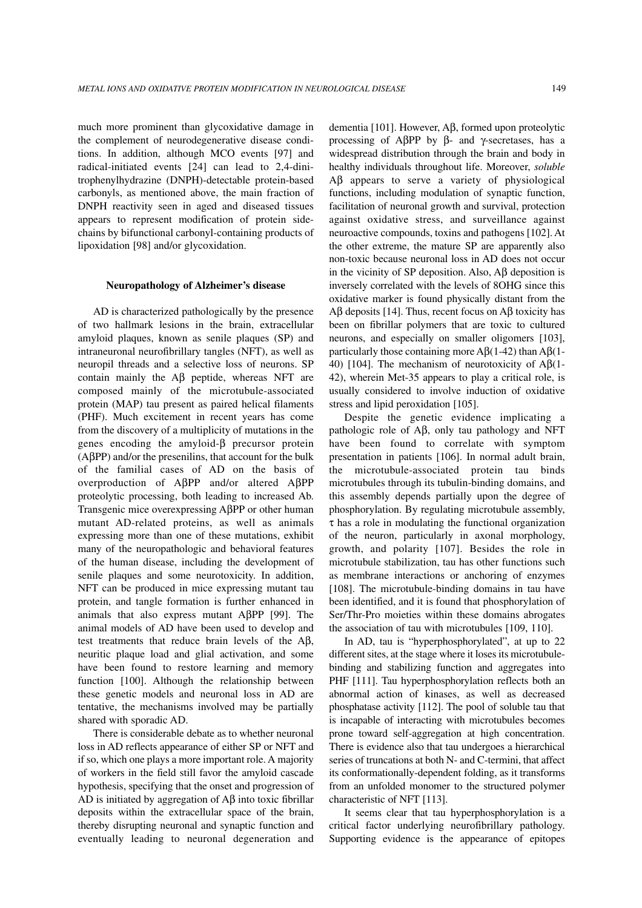much more prominent than glycoxidative damage in the complement of neurodegenerative disease conditions. In addition, although MCO events [97] and radical-initiated events [24] can lead to 2,4-dinitrophenylhydrazine (DNPH)-detectable protein-based carbonyls, as mentioned above, the main fraction of DNPH reactivity seen in aged and diseased tissues appears to represent modification of protein side-chains by bifunctional carbonyl-containing products of lipoxidation [98] and/or glycoxidation.

### Neuropathology of Alzheimer's disease

AD is characterized pathologically by the presence of two hallmark lesions in the brain, extracellular amyloid plaques, known as senile plaques (SP) and intraneuronal neurofibrillary tangles (NFT), as well as neuropil threads and a selective loss of neurons. SP contain mainly the Aβ peptide, whereas NFT are composed mainly of the microtubule-associated protein (MAP) tau present as paired helical filaments (PHF). Much excitement in recent years has come from the discovery of a multiplicity of mutations in the genes encoding the amyloid-β precursor protein (AβPP) and/or the presenilins, that account for the bulk of the familial cases of AD on the basis of overproduction of AβPP and/or altered AβPP proteolytic processing, both leading to increased Ab. Transgenic mice overexpressing AβPP or other human mutant AD-related proteins, as well as animals expressing more than one of these mutations, exhibit many of the neuropathologic and behavioral features of the human disease, including the development of senile plaques and some neurotoxicity. In addition, NFT can be produced in mice expressing mutant tau protein, and tangle formation is further enhanced in animals that also express mutant AβPP [99]. The animal models of AD have been used to develop and test treatments that reduce brain levels of the Aβ, neuritic plaque load and glial activation, and some have been found to restore learning and memory function [100]. Although the relationship between these genetic models and neuronal loss in AD are tentative, the mechanisms involved may be partially shared with sporadic AD.

There is considerable debate as to whether neuronal loss in AD reflects appearance of either SP or NFT and if so, which one plays a more important role. A majority of workers in the field still favor the amyloid cascade hypothesis, specifying that the onset and progression of AD is initiated by aggregation of Aβ into toxic fibrillar deposits within the extracellular space of the brain, thereby disrupting neuronal and synaptic function and eventually leading to neuronal degeneration and dementia [101]. However, Aβ, formed upon proteolytic processing of AβPP by β- and γ-secretases, has a widespread distribution through the brain and body in healthy individuals throughout life. Moreover, *soluble* Aβ appears to serve a variety of physiological functions, including modulation of synaptic function, facilitation of neuronal growth and survival, protection against oxidative stress, and surveillance against neuroactive compounds, toxins and pathogens [102]. At the other extreme, the mature SP are apparently also non-toxic because neuronal loss in AD does not occur in the vicinity of SP deposition. Also, Aβ deposition is inversely correlated with the levels of 8OHG since this oxidative marker is found physically distant from the Aβ deposits [14]. Thus, recent focus on Aβ toxicity has been on fibrillar polymers that are toxic to cultured neurons, and especially on smaller oligomers [103], particularly those containing more Aβ(1-42) than Aβ(1-40) [104]. The mechanism of neurotoxicity of Aβ(1-42), wherein Met-35 appears to play a critical role, is usually considered to involve induction of oxidative stress and lipid peroxidation [105].

Despite the genetic evidence implicating a pathologic role of Aβ, only tau pathology and NFT have been found to correlate with symptom presentation in patients [106]. In normal adult brain, the microtubule-associated protein tau binds microtubules through its tubulin-binding domains, and this assembly depends partially upon the degree of phosphorylation. By regulating microtubule assembly, τ has a role in modulating the functional organization of the neuron, particularly in axonal morphology, growth, and polarity [107]. Besides the role in microtubule stabilization, tau has other functions such as membrane interactions or anchoring of enzymes [108]. The microtubule-binding domains in tau have been identified, and it is found that phosphorylation of Ser/Thr-Pro moieties within these domains abrogates the association of tau with microtubules [109, 110].

In AD, tau is "hyperphosphorylated", at up to 22 different sites, at the stage where it loses its microtubule-binding and stabilizing function and aggregates into PHF [111]. Tau hyperphosphorylation reflects both an abnormal action of kinases, as well as decreased phosphatase activity [112]. The pool of soluble tau that is incapable of interacting with microtubules becomes prone toward self-aggregation at high concentration. There is evidence also that tau undergoes a hierarchical series of truncations at both N- and C-termini, that affect its conformationally-dependent folding, as it transforms from an unfolded monomer to the structured polymer characteristic of NFT [113].

It seems clear that tau hyperphosphorylation is a critical factor underlying neurofibrillary pathology. Supporting evidence is the appearance of epitopes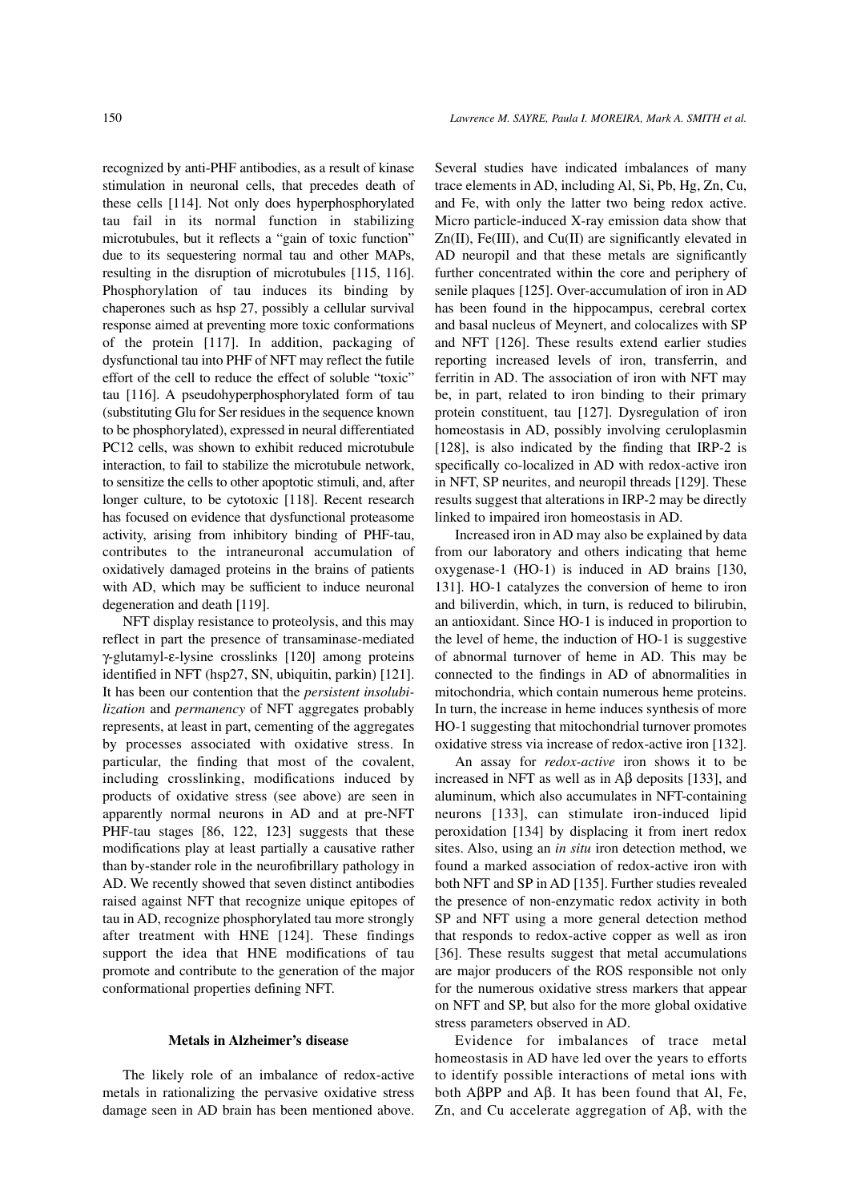recognized by anti-PHF antibodies, as a result of kinase stimulation in neuronal cells, that precedes death of these cells [114]. Not only does hyperphosphorylated tau fail in its normal function in stabilizing microtubules, but it reflects a "gain of toxic function" due to its sequestering normal tau and other MAPs, resulting in the disruption of microtubules [115, 116]. Phosphorylation of tau induces its binding by chaperones such as hsp 27, possibly a cellular survival response aimed at preventing more toxic conformations of the protein [117]. In addition, packaging of dysfunctional tau into PHF of NFT may reflect the futile effort of the cell to reduce the effect of soluble "toxic" tau [116]. A pseudohyperphosphorylated form of tau (substituting Glu for Ser residues in the sequence known to be phosphorylated), expressed in neural differentiated PC12 cells, was shown to exhibit reduced microtubule interaction, to fail to stabilize the microtubule network, to sensitize the cells to other apoptotic stimuli, and, after longer culture, to be cytotoxic [118]. Recent research has focused on evidence that dysfunctional proteasome activity, arising from inhibitory binding of PHF-tau, contributes to the intraneuronal accumulation of oxidatively damaged proteins in the brains of patients with AD, which may be sufficient to induce neuronal degeneration and death [119].

NFT display resistance to proteolysis, and this may reflect in part the presence of transaminase-mediated γ-glutamyl-ε-lysine crosslinks [120] among proteins identified in NFT (hsp27, SN, ubiquitin, parkin) [121]. It has been our contention that the *persistent insolubilization* and *permanency* of NFT aggregates probably represents, at least in part, cementing of the aggregates by processes associated with oxidative stress. In particular, the finding that most of the covalent, including crosslinking, modifications induced by products of oxidative stress (see above) are seen in apparently normal neurons in AD and at pre-NFT PHF-tau stages [86, 122, 123] suggests that these modifications play at least partially a causative rather than by-stander role in the neurofibrillary pathology in AD. We recently showed that seven distinct antibodies raised against NFT that recognize unique epitopes of tau in AD, recognize phosphorylated tau more strongly after treatment with HNE [124]. These findings support the idea that HNE modifications of tau promote and contribute to the generation of the major conformational properties defining NFT.

## Metals in Alzheimer's disease

The likely role of an imbalance of redox-active metals in rationalizing the pervasive oxidative stress damage seen in AD brain has been mentioned above. Several studies have indicated imbalances of many trace elements in AD, including Al, Si, Pb, Hg, Zn, Cu, and Fe, with only the latter two being redox active. Micro particle-induced X-ray emission data show that Zn(II), Fe(III), and Cu(II) are significantly elevated in AD neuropil and that these metals are significantly further concentrated within the core and periphery of senile plaques [125]. Over-accumulation of iron in AD has been found in the hippocampus, cerebral cortex and basal nucleus of Meynert, and colocalizes with SP and NFT [126]. These results extend earlier studies reporting increased levels of iron, transferrin, and ferritin in AD. The association of iron with NFT may be, in part, related to iron binding to their primary protein constituent, tau [127]. Dysregulation of iron homeostasis in AD, possibly involving ceruloplasmin [128], is also indicated by the finding that IRP-2 is specifically co-localized in AD with redox-active iron in NFT, SP neurites, and neuropil threads [129]. These results suggest that alterations in IRP-2 may be directly linked to impaired iron homeostasis in AD.

Increased iron in AD may also be explained by data from our laboratory and others indicating that heme oxygenase-1 (HO-1) is induced in AD brains [130, 131]. HO-1 catalyzes the conversion of heme to iron and biliverdin, which, in turn, is reduced to bilirubin, an antioxidant. Since HO-1 is induced in proportion to the level of heme, the induction of HO-1 is suggestive of abnormal turnover of heme in AD. This may be connected to the findings in AD of abnormalities in mitochondria, which contain numerous heme proteins. In turn, the increase in heme induces synthesis of more HO-1 suggesting that mitochondrial turnover promotes oxidative stress via increase of redox-active iron [132].

An assay for *redox-active* iron shows it to be increased in NFT as well as in Aβ deposits [133], and aluminum, which also accumulates in NFT-containing neurons [133], can stimulate iron-induced lipid peroxidation [134] by displacing it from inert redox sites. Also, using an *in situ* iron detection method, we found a marked association of redox-active iron with both NFT and SP in AD [135]. Further studies revealed the presence of non-enzymatic redox activity in both SP and NFT using a more general detection method that responds to redox-active copper as well as iron [36]. These results suggest that metal accumulations are major producers of the ROS responsible not only for the numerous oxidative stress markers that appear on NFT and SP, but also for the more global oxidative stress parameters observed in AD.

Evidence for imbalances of trace metal homeostasis in AD have led over the years to efforts to identify possible interactions of metal ions with both AβPP and Aβ. It has been found that Al, Fe, Zn, and Cu accelerate aggregation of Aβ, with the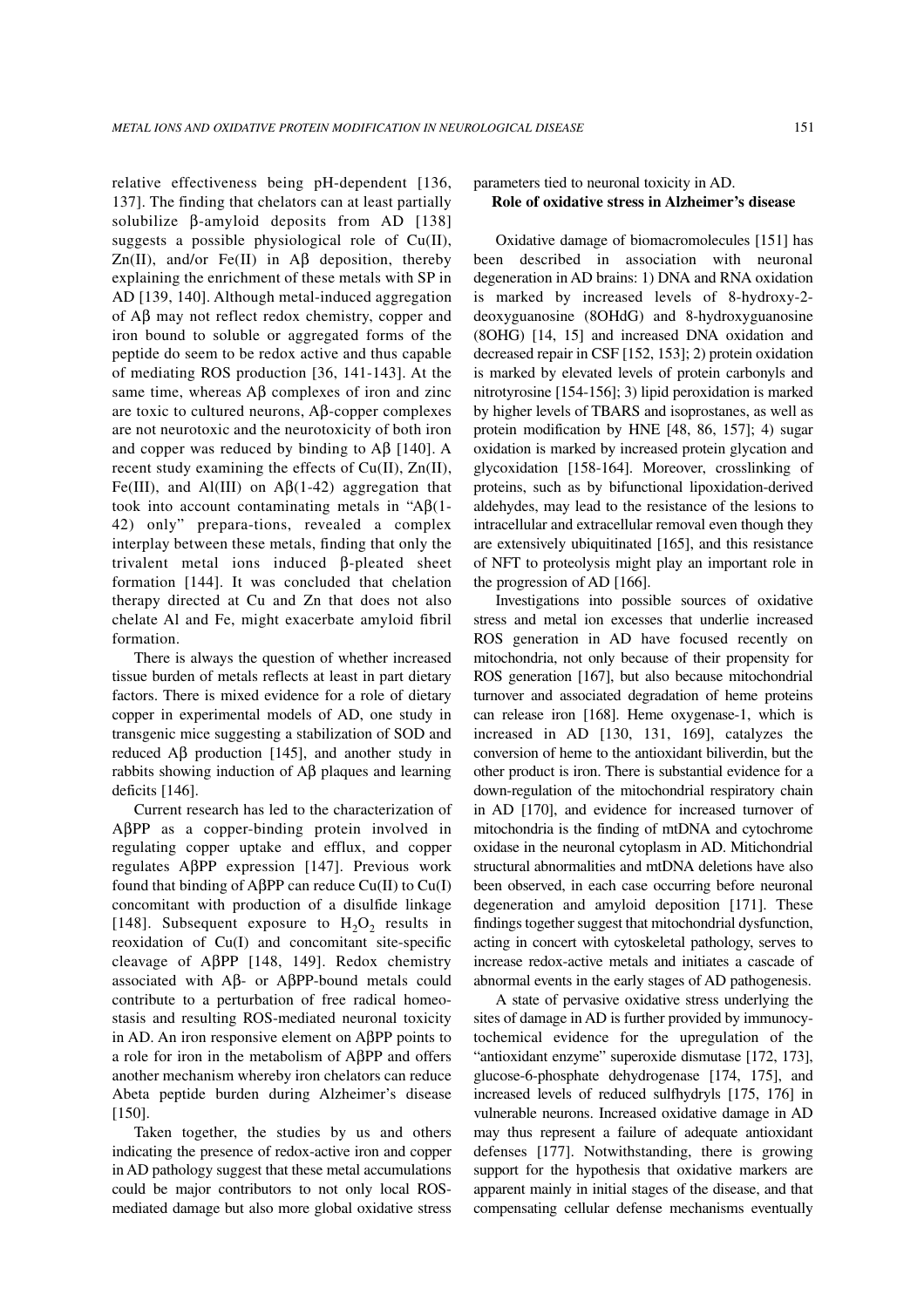relative effectiveness being pH-dependent [136, 137]. The finding that chelators can at least partially solubilize β-amyloid deposits from AD [138] suggests a possible physiological role of Cu(II), Zn(II), and/or Fe(II) in Aβ deposition, thereby explaining the enrichment of these metals with SP in AD [139, 140]. Although metal-induced aggregation of Aβ may not reflect redox chemistry, copper and iron bound to soluble or aggregated forms of the peptide do seem to be redox active and thus capable of mediating ROS production [36, 141-143]. At the same time, whereas Aβ complexes of iron and zinc are toxic to cultured neurons, Aβ-copper complexes are not neurotoxic and the neurotoxicity of both iron and copper was reduced by binding to Aβ [140]. A recent study examining the effects of Cu(II), Zn(II), Fe(III), and Al(III) on Aβ(1-42) aggregation that took into account contaminating metals in "Aβ(1-42) only" prepara-tions, revealed a complex interplay between these metals, finding that only the trivalent metal ions induced β-pleated sheet formation [144]. It was concluded that chelation therapy directed at Cu and Zn that does not also chelate Al and Fe, might exacerbate amyloid fibril formation.

There is always the question of whether increased tissue burden of metals reflects at least in part dietary factors. There is mixed evidence for a role of dietary copper in experimental models of AD, one study in transgenic mice suggesting a stabilization of SOD and reduced Aβ production [145], and another study in rabbits showing induction of Aβ plaques and learning deficits [146].

Current research has led to the characterization of AβPP as a copper-binding protein involved in regulating copper uptake and efflux, and copper regulates AβPP expression [147]. Previous work found that binding of AβPP can reduce Cu(II) to Cu(I) concomitant with production of a disulfide linkage [148]. Subsequent exposure to $H_2O_2$ results in reoxidation of Cu(I) and concomitant site-specific cleavage of AβPP [148, 149]. Redox chemistry associated with Aβ- or AβPP-bound metals could contribute to a perturbation of free radical homeostasis and resulting ROS-mediated neuronal toxicity in AD. An iron responsive element on AβPP points to a role for iron in the metabolism of AβPP and offers another mechanism whereby iron chelators can reduce Abeta peptide burden during Alzheimer's disease [150].

Taken together, the studies by us and others indicating the presence of redox-active iron and copper in AD pathology suggest that these metal accumulations could be major contributors to not only local ROS-mediated damage but also more global oxidative stress parameters tied to neuronal toxicity in AD.

**Role of oxidative stress in Alzheimer's disease**

Oxidative damage of biomacromolecules [151] has been described in association with neuronal degeneration in AD brains: 1) DNA and RNA oxidation is marked by increased levels of 8-hydroxy-2-deoxyguanosine (8OHdG) and 8-hydroxyguanosine (8OHG) [14, 15] and increased DNA oxidation and decreased repair in CSF [152, 153]; 2) protein oxidation is marked by elevated levels of protein carbonyls and nitrotyrosine [154-156]; 3) lipid peroxidation is marked by higher levels of TBARS and isoprostanes, as well as protein modification by HNE [48, 86, 157]; 4) sugar oxidation is marked by increased protein glycation and glycoxidation [158-164]. Moreover, crosslinking of proteins, such as by bifunctional lipoxidation-derived aldehydes, may lead to the resistance of the lesions to intracellular and extracellular removal even though they are extensively ubiquitinated [165], and this resistance of NFT to proteolysis might play an important role in the progression of AD [166].

Investigations into possible sources of oxidative stress and metal ion excesses that underlie increased ROS generation in AD have focused recently on mitochondria, not only because of their propensity for ROS generation [167], but also because mitochondrial turnover and associated degradation of heme proteins can release iron [168]. Heme oxygenase-1, which is increased in AD [130, 131, 169], catalyzes the conversion of heme to the antioxidant biliverdin, but the other product is iron. There is substantial evidence for a down-regulation of the mitochondrial respiratory chain in AD [170], and evidence for increased turnover of mitochondria is the finding of mtDNA and cytochrome oxidase in the neuronal cytoplasm in AD. Mitichondrial structural abnormalities and mtDNA deletions have also been observed, in each case occurring before neuronal degeneration and amyloid deposition [171]. These findings together suggest that mitochondrial dysfunction, acting in concert with cytoskeletal pathology, serves to increase redox-active metals and initiates a cascade of abnormal events in the early stages of AD pathogenesis.

A state of pervasive oxidative stress underlying the sites of damage in AD is further provided by immunocytochemical evidence for the upregulation of the "antioxidant enzyme" superoxide dismutase [172, 173], glucose-6-phosphate dehydrogenase [174, 175], and increased levels of reduced sulfhydryls [175, 176] in vulnerable neurons. Increased oxidative damage in AD may thus represent a failure of adequate antioxidant defenses [177]. Notwithstanding, there is growing support for the hypothesis that oxidative markers are apparent mainly in initial stages of the disease, and that compensating cellular defense mechanisms eventually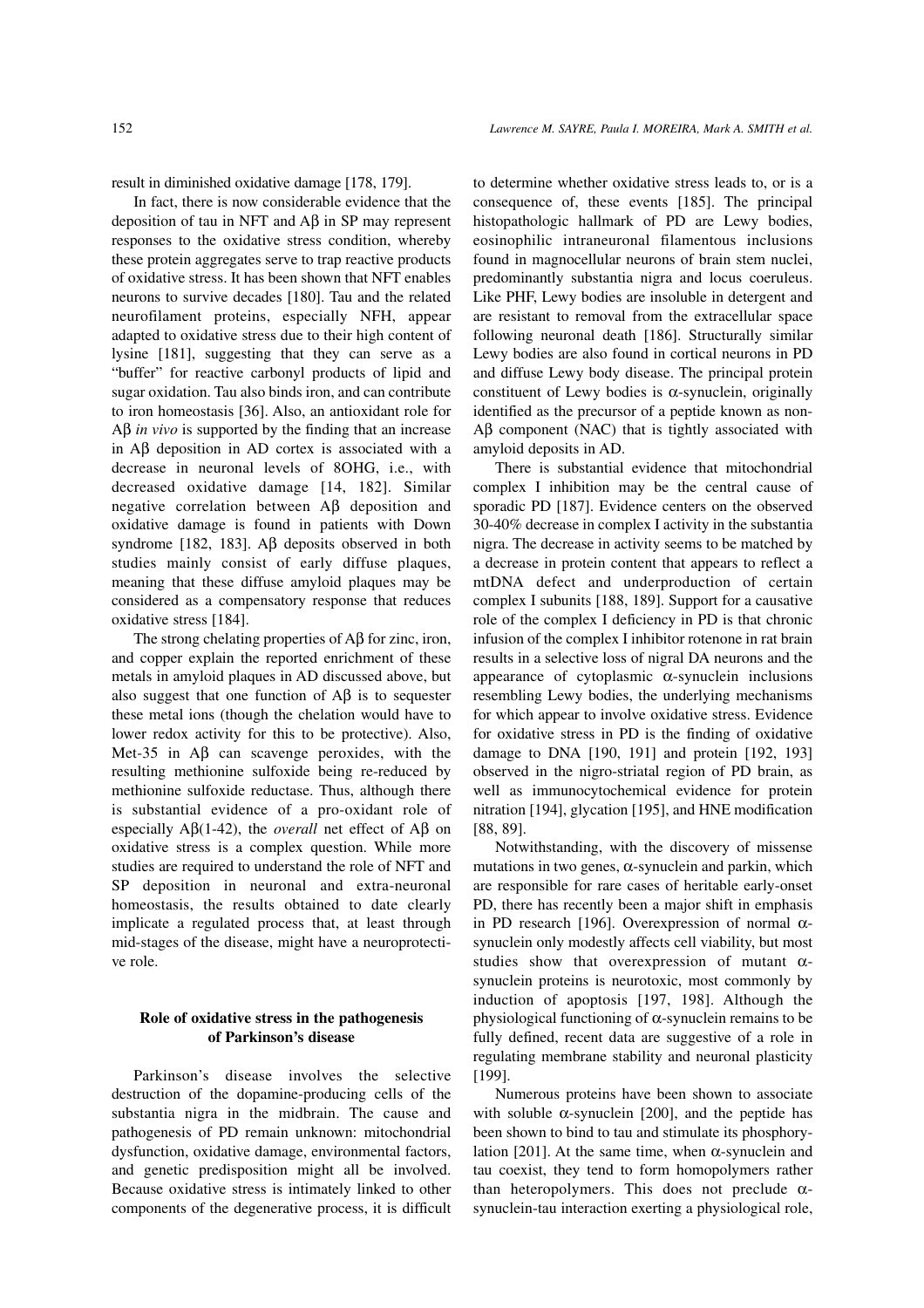result in diminished oxidative damage [178, 179].

In fact, there is now considerable evidence that the deposition of tau in NFT and Aβ in SP may represent responses to the oxidative stress condition, whereby these protein aggregates serve to trap reactive products of oxidative stress. It has been shown that NFT enables neurons to survive decades [180]. Tau and the related neurofilament proteins, especially NFH, appear adapted to oxidative stress due to their high content of lysine [181], suggesting that they can serve as a "buffer" for reactive carbonyl products of lipid and sugar oxidation. Tau also binds iron, and can contribute to iron homeostasis [36]. Also, an antioxidant role for Aβ *in vivo* is supported by the finding that an increase in Aβ deposition in AD cortex is associated with a decrease in neuronal levels of 8OHG, i.e., with decreased oxidative damage [14, 182]. Similar negative correlation between Aβ deposition and oxidative damage is found in patients with Down syndrome [182, 183]. Aβ deposits observed in both studies mainly consist of early diffuse plaques, meaning that these diffuse amyloid plaques may be considered as a compensatory response that reduces oxidative stress [184].

The strong chelating properties of Aβ for zinc, iron, and copper explain the reported enrichment of these metals in amyloid plaques in AD discussed above, but also suggest that one function of Aβ is to sequester these metal ions (though the chelation would have to lower redox activity for this to be protective). Also, Met-35 in Aβ can scavenge peroxides, with the resulting methionine sulfoxide being re-reduced by methionine sulfoxide reductase. Thus, although there is substantial evidence of a pro-oxidant role of especially Aβ(1-42), the *overall* net effect of Aβ on oxidative stress is a complex question. While more studies are required to understand the role of NFT and SP deposition in neuronal and extra-neuronal homeostasis, the results obtained to date clearly implicate a regulated process that, at least through mid-stages of the disease, might have a neuroprotective role.

## Role of oxidative stress in the pathogenesis of Parkinson's disease

Parkinson's disease involves the selective destruction of the dopamine-producing cells of the substantia nigra in the midbrain. The cause and pathogenesis of PD remain unknown: mitochondrial dysfunction, oxidative damage, environmental factors, and genetic predisposition might all be involved. Because oxidative stress is intimately linked to other components of the degenerative process, it is difficult to determine whether oxidative stress leads to, or is a consequence of, these events [185]. The principal histopathologic hallmark of PD are Lewy bodies, eosinophilic intraneuronal filamentous inclusions found in magnocellular neurons of brain stem nuclei, predominantly substantia nigra and locus coeruleus. Like PHF, Lewy bodies are insoluble in detergent and are resistant to removal from the extracellular space following neuronal death [186]. Structurally similar Lewy bodies are also found in cortical neurons in PD and diffuse Lewy body disease. The principal protein constituent of Lewy bodies is α-synuclein, originally identified as the precursor of a peptide known as non-Aβ component (NAC) that is tightly associated with amyloid deposits in AD.

There is substantial evidence that mitochondrial complex I inhibition may be the central cause of sporadic PD [187]. Evidence centers on the observed 30-40% decrease in complex I activity in the substantia nigra. The decrease in activity seems to be matched by a decrease in protein content that appears to reflect a mtDNA defect and underproduction of certain complex I subunits [188, 189]. Support for a causative role of the complex I deficiency in PD is that chronic infusion of the complex I inhibitor rotenone in rat brain results in a selective loss of nigral DA neurons and the appearance of cytoplasmic α-synuclein inclusions resembling Lewy bodies, the underlying mechanisms for which appear to involve oxidative stress. Evidence for oxidative stress in PD is the finding of oxidative damage to DNA [190, 191] and protein [192, 193] observed in the nigro-striatal region of PD brain, as well as immunocytochemical evidence for protein nitration [194], glycation [195], and HNE modification [88, 89].

Notwithstanding, with the discovery of missense mutations in two genes, α-synuclein and parkin, which are responsible for rare cases of heritable early-onset PD, there has recently been a major shift in emphasis in PD research [196]. Overexpression of normal α-synuclein only modestly affects cell viability, but most studies show that overexpression of mutant α-synuclein proteins is neurotoxic, most commonly by induction of apoptosis [197, 198]. Although the physiological functioning of α-synuclein remains to be fully defined, recent data are suggestive of a role in regulating membrane stability and neuronal plasticity [199].

Numerous proteins have been shown to associate with soluble α-synuclein [200], and the peptide has been shown to bind to tau and stimulate its phosphorylation [201]. At the same time, when α-synuclein and tau coexist, they tend to form homopolymers rather than heteropolymers. This does not preclude α-synuclein-tau interaction exerting a physiological role,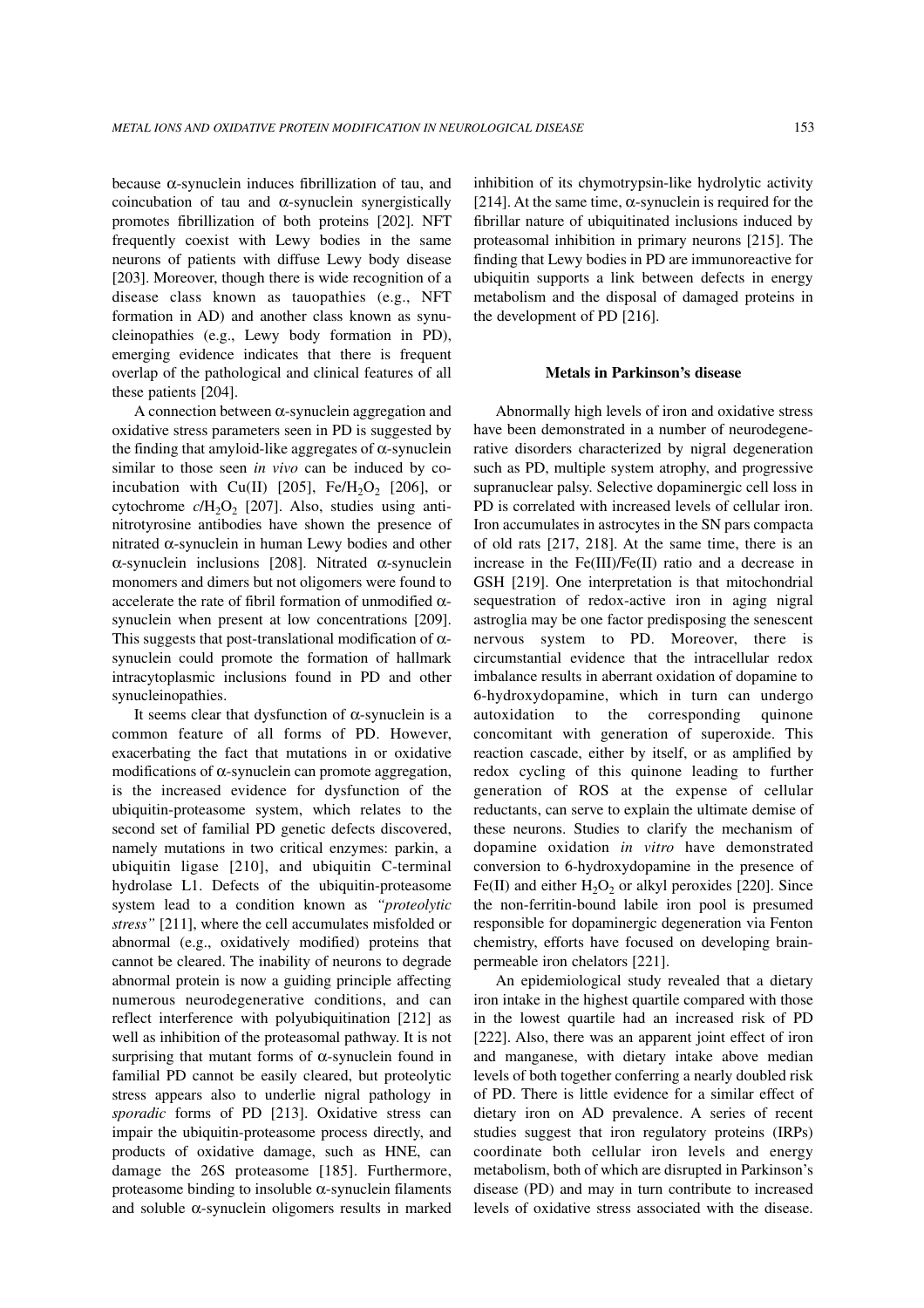because α-synuclein induces fibrillization of tau, and coincubation of tau and α-synuclein synergistically promotes fibrillization of both proteins [202]. NFT frequently coexist with Lewy bodies in the same neurons of patients with diffuse Lewy body disease [203]. Moreover, though there is wide recognition of a disease class known as tauopathies (e.g., NFT formation in AD) and another class known as synucleinopathies (e.g., Lewy body formation in PD), emerging evidence indicates that there is frequent overlap of the pathological and clinical features of all these patients [204].

A connection between α-synuclein aggregation and oxidative stress parameters seen in PD is suggested by the finding that amyloid-like aggregates of α-synuclein similar to those seen *in vivo* can be induced by co-incubation with Cu(II) [205], Fe/$H_2O_2$ [206], or cytochrome *c*/$H_2O_2$ [207]. Also, studies using anti-nitrotyrosine antibodies have shown the presence of nitrated α-synuclein in human Lewy bodies and other α-synuclein inclusions [208]. Nitrated α-synuclein monomers and dimers but not oligomers were found to accelerate the rate of fibril formation of unmodified α-synuclein when present at low concentrations [209]. This suggests that post-translational modification of α-synuclein could promote the formation of hallmark intracytoplasmic inclusions found in PD and other synucleinopathies.

It seems clear that dysfunction of α-synuclein is a common feature of all forms of PD. However, exacerbating the fact that mutations in or oxidative modifications of α-synuclein can promote aggregation, is the increased evidence for dysfunction of the ubiquitin-proteasome system, which relates to the second set of familial PD genetic defects discovered, namely mutations in two critical enzymes: parkin, a ubiquitin ligase [210], and ubiquitin C-terminal hydrolase L1. Defects of the ubiquitin-proteasome system lead to a condition known as *"proteolytic stress"* [211], where the cell accumulates misfolded or abnormal (e.g., oxidatively modified) proteins that cannot be cleared. The inability of neurons to degrade abnormal protein is now a guiding principle affecting numerous neurodegenerative conditions, and can reflect interference with polyubiquitination [212] as well as inhibition of the proteasomal pathway. It is not surprising that mutant forms of α-synuclein found in familial PD cannot be easily cleared, but proteolytic stress appears also to underlie nigral pathology in *sporadic* forms of PD [213]. Oxidative stress can impair the ubiquitin-proteasome process directly, and products of oxidative damage, such as HNE, can damage the 26S proteasome [185]. Furthermore, proteasome binding to insoluble α-synuclein filaments and soluble α-synuclein oligomers results in marked inhibition of its chymotrypsin-like hydrolytic activity [214]. At the same time, α-synuclein is required for the fibrillar nature of ubiquitinated inclusions induced by proteasomal inhibition in primary neurons [215]. The finding that Lewy bodies in PD are immunoreactive for ubiquitin supports a link between defects in energy metabolism and the disposal of damaged proteins in the development of PD [216].

## Metals in Parkinson's disease

Abnormally high levels of iron and oxidative stress have been demonstrated in a number of neurodegenerative disorders characterized by nigral degeneration such as PD, multiple system atrophy, and progressive supranuclear palsy. Selective dopaminergic cell loss in PD is correlated with increased levels of cellular iron. Iron accumulates in astrocytes in the SN pars compacta of old rats [217, 218]. At the same time, there is an increase in the Fe(III)/Fe(II) ratio and a decrease in GSH [219]. One interpretation is that mitochondrial sequestration of redox-active iron in aging nigral astroglia may be one factor predisposing the senescent nervous system to PD. Moreover, there is circumstantial evidence that the intracellular redox imbalance results in aberrant oxidation of dopamine to 6-hydroxydopamine, which in turn can undergo autoxidation to the corresponding quinone concomitant with generation of superoxide. This reaction cascade, either by itself, or as amplified by redox cycling of this quinone leading to further generation of ROS at the expense of cellular reductants, can serve to explain the ultimate demise of these neurons. Studies to clarify the mechanism of dopamine oxidation *in vitro* have demonstrated conversion to 6-hydroxydopamine in the presence of Fe(II) and either $H_2O_2$ or alkyl peroxides [220]. Since the non-ferritin-bound labile iron pool is presumed responsible for dopaminergic degeneration via Fenton chemistry, efforts have focused on developing brain-permeable iron chelators [221].

An epidemiological study revealed that a dietary iron intake in the highest quartile compared with those in the lowest quartile had an increased risk of PD [222]. Also, there was an apparent joint effect of iron and manganese, with dietary intake above median levels of both together conferring a nearly doubled risk of PD. There is little evidence for a similar effect of dietary iron on AD prevalence. A series of recent studies suggest that iron regulatory proteins (IRPs) coordinate both cellular iron levels and energy metabolism, both of which are disrupted in Parkinson's disease (PD) and may in turn contribute to increased levels of oxidative stress associated with the disease.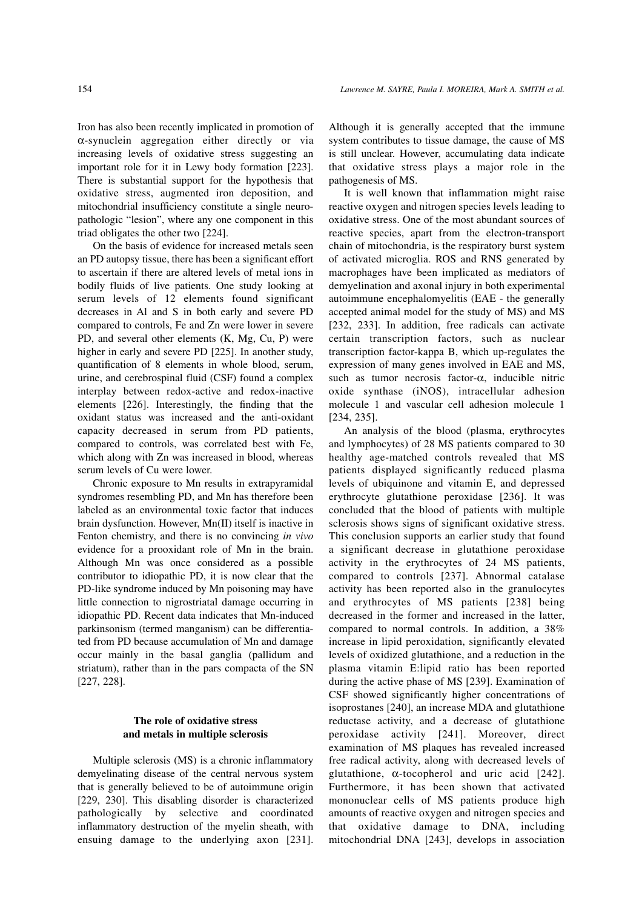Iron has also been recently implicated in promotion of α-synuclein aggregation either directly or via increasing levels of oxidative stress suggesting an important role for it in Lewy body formation [223]. There is substantial support for the hypothesis that oxidative stress, augmented iron deposition, and mitochondrial insufficiency constitute a single neuropathologic "lesion", where any one component in this triad obligates the other two [224].

On the basis of evidence for increased metals seen an PD autopsy tissue, there has been a significant effort to ascertain if there are altered levels of metal ions in bodily fluids of live patients. One study looking at serum levels of 12 elements found significant decreases in Al and S in both early and severe PD compared to controls, Fe and Zn were lower in severe PD, and several other elements (K, Mg, Cu, P) were higher in early and severe PD [225]. In another study, quantification of 8 elements in whole blood, serum, urine, and cerebrospinal fluid (CSF) found a complex interplay between redox-active and redox-inactive elements [226]. Interestingly, the finding that the oxidant status was increased and the anti-oxidant capacity decreased in serum from PD patients, compared to controls, was correlated best with Fe, which along with Zn was increased in blood, whereas serum levels of Cu were lower.

Chronic exposure to Mn results in extrapyramidal syndromes resembling PD, and Mn has therefore been labeled as an environmental toxic factor that induces brain dysfunction. However, Mn(II) itself is inactive in Fenton chemistry, and there is no convincing *in vivo* evidence for a prooxidant role of Mn in the brain. Although Mn was once considered as a possible contributor to idiopathic PD, it is now clear that the PD-like syndrome induced by Mn poisoning may have little connection to nigrostriatal damage occurring in idiopathic PD. Recent data indicates that Mn-induced parkinsonism (termed manganism) can be differentiated from PD because accumulation of Mn and damage occur mainly in the basal ganglia (pallidum and striatum), rather than in the pars compacta of the SN [227, 228].

## The role of oxidative stress and metals in multiple sclerosis

Multiple sclerosis (MS) is a chronic inflammatory demyelinating disease of the central nervous system that is generally believed to be of autoimmune origin [229, 230]. This disabling disorder is characterized pathologically by selective and coordinated inflammatory destruction of the myelin sheath, with ensuing damage to the underlying axon [231]. Although it is generally accepted that the immune system contributes to tissue damage, the cause of MS is still unclear. However, accumulating data indicate that oxidative stress plays a major role in the pathogenesis of MS.

It is well known that inflammation might raise reactive oxygen and nitrogen species levels leading to oxidative stress. One of the most abundant sources of reactive species, apart from the electron-transport chain of mitochondria, is the respiratory burst system of activated microglia. ROS and RNS generated by macrophages have been implicated as mediators of demyelination and axonal injury in both experimental autoimmune encephalomyelitis (EAE - the generally accepted animal model for the study of MS) and MS [232, 233]. In addition, free radicals can activate certain transcription factors, such as nuclear transcription factor-kappa B, which up-regulates the expression of many genes involved in EAE and MS, such as tumor necrosis factor-α, inducible nitric oxide synthase (iNOS), intracellular adhesion molecule 1 and vascular cell adhesion molecule 1 [234, 235].

An analysis of the blood (plasma, erythrocytes and lymphocytes) of 28 MS patients compared to 30 healthy age-matched controls revealed that MS patients displayed significantly reduced plasma levels of ubiquinone and vitamin E, and depressed erythrocyte glutathione peroxidase [236]. It was concluded that the blood of patients with multiple sclerosis shows signs of significant oxidative stress. This conclusion supports an earlier study that found a significant decrease in glutathione peroxidase activity in the erythrocytes of 24 MS patients, compared to controls [237]. Abnormal catalase activity has been reported also in the granulocytes and erythrocytes of MS patients [238] being decreased in the former and increased in the latter, compared to normal controls. In addition, a 38% increase in lipid peroxidation, significantly elevated levels of oxidized glutathione, and a reduction in the plasma vitamin E:lipid ratio has been reported during the active phase of MS [239]. Examination of CSF showed significantly higher concentrations of isoprostanes [240], an increase MDA and glutathione reductase activity, and a decrease of glutathione peroxidase activity [241]. Moreover, direct examination of MS plaques has revealed increased free radical activity, along with decreased levels of glutathione, α-tocopherol and uric acid [242]. Furthermore, it has been shown that activated mononuclear cells of MS patients produce high amounts of reactive oxygen and nitrogen species and that oxidative damage to DNA, including mitochondrial DNA [243], develops in association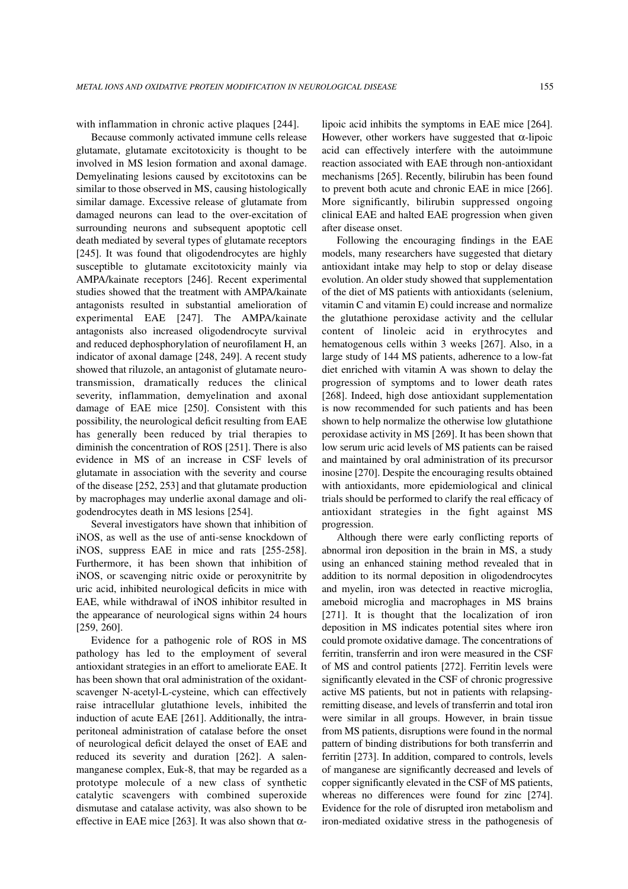with inflammation in chronic active plaques [244].

Because commonly activated immune cells release glutamate, glutamate excitotoxicity is thought to be involved in MS lesion formation and axonal damage. Demyelinating lesions caused by excitotoxins can be similar to those observed in MS, causing histologically similar damage. Excessive release of glutamate from damaged neurons can lead to the over-excitation of surrounding neurons and subsequent apoptotic cell death mediated by several types of glutamate receptors [245]. It was found that oligodendrocytes are highly susceptible to glutamate excitotoxicity mainly via AMPA/kainate receptors [246]. Recent experimental studies showed that the treatment with AMPA/kainate antagonists resulted in substantial amelioration of experimental EAE [247]. The AMPA/kainate antagonists also increased oligodendrocyte survival and reduced dephosphorylation of neurofilament H, an indicator of axonal damage [248, 249]. A recent study showed that riluzole, an antagonist of glutamate neurotransmission, dramatically reduces the clinical severity, inflammation, demyelination and axonal damage of EAE mice [250]. Consistent with this possibility, the neurological deficit resulting from EAE has generally been reduced by trial therapies to diminish the concentration of ROS [251]. There is also evidence in MS of an increase in CSF levels of glutamate in association with the severity and course of the disease [252, 253] and that glutamate production by macrophages may underlie axonal damage and oligodendrocytes death in MS lesions [254].

Several investigators have shown that inhibition of iNOS, as well as the use of anti-sense knockdown of iNOS, suppress EAE in mice and rats [255-258]. Furthermore, it has been shown that inhibition of iNOS, or scavenging nitric oxide or peroxynitrite by uric acid, inhibited neurological deficits in mice with EAE, while withdrawal of iNOS inhibitor resulted in the appearance of neurological signs within 24 hours [259, 260].

Evidence for a pathogenic role of ROS in MS pathology has led to the employment of several antioxidant strategies in an effort to ameliorate EAE. It has been shown that oral administration of the oxidant-scavenger N-acetyl-L-cysteine, which can effectively raise intracellular glutathione levels, inhibited the induction of acute EAE [261]. Additionally, the intraperitoneal administration of catalase before the onset of neurological deficit delayed the onset of EAE and reduced its severity and duration [262]. A salen-manganese complex, Euk-8, that may be regarded as a prototype molecule of a new class of synthetic catalytic scavengers with combined superoxide dismutase and catalase activity, was also shown to be effective in EAE mice [263]. It was also shown that $\alpha$-lipoic acid inhibits the symptoms in EAE mice [264]. However, other workers have suggested that $\alpha$-lipoic acid can effectively interfere with the autoimmune reaction associated with EAE through non-antioxidant mechanisms [265]. Recently, bilirubin has been found to prevent both acute and chronic EAE in mice [266]. More significantly, bilirubin suppressed ongoing clinical EAE and halted EAE progression when given after disease onset.

Following the encouraging findings in the EAE models, many researchers have suggested that dietary antioxidant intake may help to stop or delay disease evolution. An older study showed that supplementation of the diet of MS patients with antioxidants (selenium, vitamin C and vitamin E) could increase and normalize the glutathione peroxidase activity and the cellular content of linoleic acid in erythrocytes and hematogenous cells within 3 weeks [267]. Also, in a large study of 144 MS patients, adherence to a low-fat diet enriched with vitamin A was shown to delay the progression of symptoms and to lower death rates [268]. Indeed, high dose antioxidant supplementation is now recommended for such patients and has been shown to help normalize the otherwise low glutathione peroxidase activity in MS [269]. It has been shown that low serum uric acid levels of MS patients can be raised and maintained by oral administration of its precursor inosine [270]. Despite the encouraging results obtained with antioxidants, more epidemiological and clinical trials should be performed to clarify the real efficacy of antioxidant strategies in the fight against MS progression.

Although there were early conflicting reports of abnormal iron deposition in the brain in MS, a study using an enhanced staining method revealed that in addition to its normal deposition in oligodendrocytes and myelin, iron was detected in reactive microglia, ameboid microglia and macrophages in MS brains [271]. It is thought that the localization of iron deposition in MS indicates potential sites where iron could promote oxidative damage. The concentrations of ferritin, transferrin and iron were measured in the CSF of MS and control patients [272]. Ferritin levels were significantly elevated in the CSF of chronic progressive active MS patients, but not in patients with relapsing-remitting disease, and levels of transferrin and total iron were similar in all groups. However, in brain tissue from MS patients, disruptions were found in the normal pattern of binding distributions for both transferrin and ferritin [273]. In addition, compared to controls, levels of manganese are significantly decreased and levels of copper significantly elevated in the CSF of MS patients, whereas no differences were found for zinc [274]. Evidence for the role of disrupted iron metabolism and iron-mediated oxidative stress in the pathogenesis of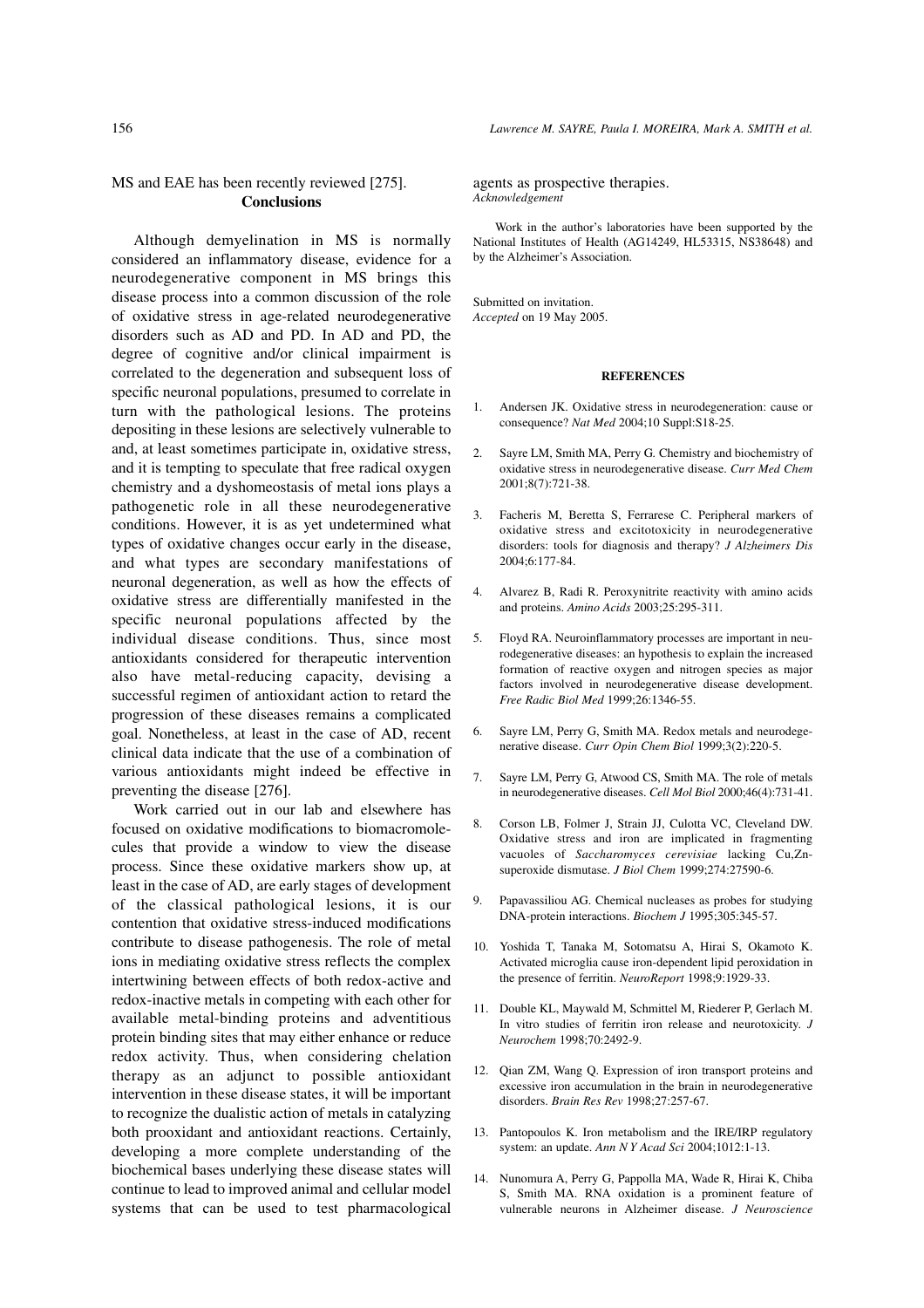MS and EAE has been recently reviewed [275].

## Conclusions

Although demyelination in MS is normally considered an inflammatory disease, evidence for a neurodegenerative component in MS brings this disease process into a common discussion of the role of oxidative stress in age-related neurodegenerative disorders such as AD and PD. In AD and PD, the degree of cognitive and/or clinical impairment is correlated to the degeneration and subsequent loss of specific neuronal populations, presumed to correlate in turn with the pathological lesions. The proteins depositing in these lesions are selectively vulnerable to and, at least sometimes participate in, oxidative stress, and it is tempting to speculate that free radical oxygen chemistry and a dyshomeostasis of metal ions plays a pathogenetic role in all these neurodegenerative conditions. However, it is as yet undetermined what types of oxidative changes occur early in the disease, and what types are secondary manifestations of neuronal degeneration, as well as how the effects of oxidative stress are differentially manifested in the specific neuronal populations affected by the individual disease conditions. Thus, since most antioxidants considered for therapeutic intervention also have metal-reducing capacity, devising a successful regimen of antioxidant action to retard the progression of these diseases remains a complicated goal. Nonetheless, at least in the case of AD, recent clinical data indicate that the use of a combination of various antioxidants might indeed be effective in preventing the disease [276].

Work carried out in our lab and elsewhere has focused on oxidative modifications to biomacromolecules that provide a window to view the disease process. Since these oxidative markers show up, at least in the case of AD, are early stages of development of the classical pathological lesions, it is our contention that oxidative stress-induced modifications contribute to disease pathogenesis. The role of metal ions in mediating oxidative stress reflects the complex intertwining between effects of both redox-active and redox-inactive metals in competing with each other for available metal-binding proteins and adventitious protein binding sites that may either enhance or reduce redox activity. Thus, when considering chelation therapy as an adjunct to possible antioxidant intervention in these disease states, it will be important to recognize the dualistic action of metals in catalyzing both prooxidant and antioxidant reactions. Certainly, developing a more complete understanding of the biochemical bases underlying these disease states will continue to lead to improved animal and cellular model systems that can be used to test pharmacological agents as prospective therapies.

*Acknowledgement*

Work in the author's laboratories have been supported by the National Institutes of Health (AG14249, HL53315, NS38648) and by the Alzheimer's Association.

Submitted on invitation.
*Accepted* on 19 May 2005.

## REFERENCES

1. Andersen JK. Oxidative stress in neurodegeneration: cause or consequence? *Nat Med* 2004;10 Suppl:S18-25.
2. Sayre LM, Smith MA, Perry G. Chemistry and biochemistry of oxidative stress in neurodegenerative disease. *Curr Med Chem* 2001;8(7):721-38.
3. Facheris M, Beretta S, Ferrarese C. Peripheral markers of oxidative stress and excitotoxicity in neurodegenerative disorders: tools for diagnosis and therapy? *J Alzheimers Dis* 2004;6:177-84.
4. Alvarez B, Radi R. Peroxynitrite reactivity with amino acids and proteins. *Amino Acids* 2003;25:295-311.
5. Floyd RA. Neuroinflammatory processes are important in neurodegenerative diseases: an hypothesis to explain the increased formation of reactive oxygen and nitrogen species as major factors involved in neurodegenerative disease development. *Free Radic Biol Med* 1999;26:1346-55.
6. Sayre LM, Perry G, Smith MA. Redox metals and neurodegenerative disease. *Curr Opin Chem Biol* 1999;3(2):220-5.
7. Sayre LM, Perry G, Atwood CS, Smith MA. The role of metals in neurodegenerative diseases. *Cell Mol Biol* 2000;46(4):731-41.
8. Corson LB, Folmer J, Strain JJ, Culotta VC, Cleveland DW. Oxidative stress and iron are implicated in fragmenting vacuoles of *Saccharomyces cerevisiae* lacking Cu,Zn-superoxide dismutase. *J Biol Chem* 1999;274:27590-6.
9. Papavassiliou AG. Chemical nucleases as probes for studying DNA-protein interactions. *Biochem J* 1995;305:345-57.
10. Yoshida T, Tanaka M, Sotomatsu A, Hirai S, Okamoto K. Activated microglia cause iron-dependent lipid peroxidation in the presence of ferritin. *NeuroReport* 1998;9:1929-33.
11. Double KL, Maywald M, Schmittel M, Riederer P, Gerlach M. In vitro studies of ferritin iron release and neurotoxicity. *J Neurochem* 1998;70:2492-9.
12. Qian ZM, Wang Q. Expression of iron transport proteins and excessive iron accumulation in the brain in neurodegenerative disorders. *Brain Res Rev* 1998;27:257-67.
13. Pantopoulos K. Iron metabolism and the IRE/IRP regulatory system: an update. *Ann N Y Acad Sci* 2004;1012:1-13.
14. Nunomura A, Perry G, Pappolla MA, Wade R, Hirai K, Chiba S, Smith MA. RNA oxidation is a prominent feature of vulnerable neurons in Alzheimer disease. *J Neuroscience*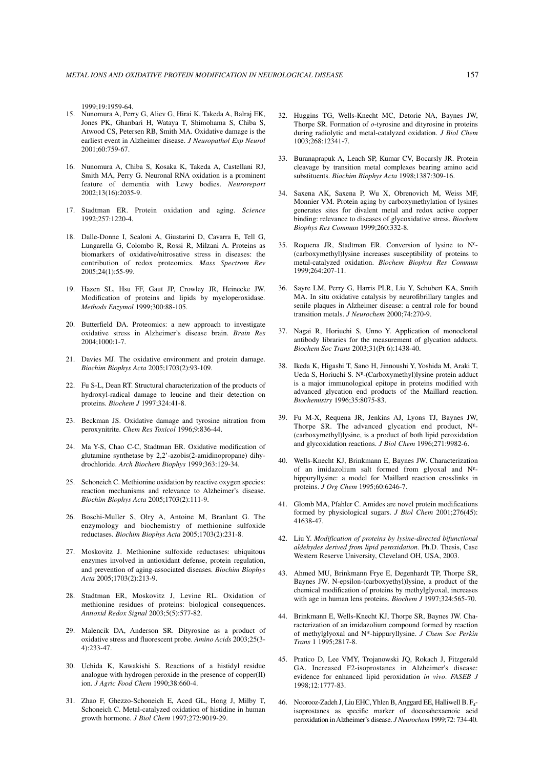1999;19:1959-64.

15. Nunomura A, Perry G, Aliev G, Hirai K, Takeda A, Balraj EK, Jones PK, Ghanbari H, Wataya T, Shimohama S, Chiba S, Atwood CS, Petersen RB, Smith MA. Oxidative damage is the earliest event in Alzheimer disease. *J Neuropathol Exp Neurol* 2001;60:759-67.
16. Nunomura A, Chiba S, Kosaka K, Takeda A, Castellani RJ, Smith MA, Perry G. Neuronal RNA oxidation is a prominent feature of dementia with Lewy bodies. *Neuroreport* 2002;13(16):2035-9.
17. Stadtman ER. Protein oxidation and aging. *Science* 1992;257:1220-4.
18. Dalle-Donne I, Scaloni A, Giustarini D, Cavarra E, Tell G, Lungarella G, Colombo R, Rossi R, Milzani A. Proteins as biomarkers of oxidative/nitrosative stress in diseases: the contribution of redox proteomics. *Mass Spectrom Rev* 2005;24(1):55-99.
19. Hazen SL, Hsu FF, Gaut JP, Crowley JR, Heinecke JW. Modification of proteins and lipids by myeloperoxidase. *Methods Enzymol* 1999;300:88-105.
20. Butterfield DA. Proteomics: a new approach to investigate oxidative stress in Alzheimer's disease brain. *Brain Res* 2004;1000:1-7.
21. Davies MJ. The oxidative environment and protein damage. *Biochim Biophys Acta* 2005;1703(2):93-109.
22. Fu S-L, Dean RT. Structural characterization of the products of hydroxyl-radical damage to leucine and their detection on proteins. *Biochem J* 1997;324:41-8.
23. Beckman JS. Oxidative damage and tyrosine nitration from peroxynitrite. *Chem Res Toxicol* 1996;9:836-44.
24. Ma Y-S, Chao C-C, Stadtman ER. Oxidative modification of glutamine synthetase by 2,2'-azobis(2-amidinopropane) dihydrochloride. *Arch Biochem Biophys* 1999;363:129-34.
25. Schoneich C. Methionine oxidation by reactive oxygen species: reaction mechanisms and relevance to Alzheimer's disease. *Biochim Biophys Acta* 2005;1703(2):111-9.
26. Boschi-Muller S, Olry A, Antoine M, Branlant G. The enzymology and biochemistry of methionine sulfoxide reductases. *Biochim Biophys Acta* 2005;1703(2):231-8.
27. Moskovitz J. Methionine sulfoxide reductases: ubiquitous enzymes involved in antioxidant defense, protein regulation, and prevention of aging-associated diseases. *Biochim Biophys Acta* 2005;1703(2):213-9.
28. Stadtman ER, Moskovitz J, Levine RL. Oxidation of methionine residues of proteins: biological consequences. *Antioxid Redox Signal* 2003;5(5):577-82.
29. Malencik DA, Anderson SR. Dityrosine as a product of oxidative stress and fluorescent probe. *Amino Acids* 2003;25(3-4):233-47.
30. Uchida K, Kawakishi S. Reactions of a histidyl residue analogue with hydrogen peroxide in the presence of copper(II) ion. *J Agric Food Chem* 1990;38:660-4.
31. Zhao F, Ghezzo-Schoneich E, Aced GL, Hong J, Milby T, Schoneich C. Metal-catalyzed oxidation of histidine in human growth hormone. *J Biol Chem* 1997;272:9019-29.
32. Huggins TG, Wells-Knecht MC, Detorie NA, Baynes JW, Thorpe SR. Formation of *o*-tyrosine and dityrosine in proteins during radiolytic and metal-catalyzed oxidation. *J Biol Chem* 1003;268:12341-7.
33. Buranaprapuk A, Leach SP, Kumar CV, Bocarsly JR. Protein cleavage by transition metal complexes bearing amino acid substituents. *Biochim Biophys Acta* 1998;1387:309-16.
34. Saxena AK, Saxena P, Wu X, Obrenovich M, Weiss MF, Monnier VM. Protein aging by carboxymethylation of lysines generates sites for divalent metal and redox active copper binding: relevance to diseases of glycoxidative stress. *Biochem Biophys Res Commun* 1999;260:332-8.
35. Requena JR, Stadtman ER. Conversion of lysine to $N^{\varepsilon}$-(carboxymethyl)lysine increases susceptibility of proteins to metal-catalyzed oxidation. *Biochem Biophys Res Commun* 1999;264:207-11.
36. Sayre LM, Perry G, Harris PLR, Liu Y, Schubert KA, Smith MA. In situ oxidative catalysis by neurofibrillary tangles and senile plaques in Alzheimer disease: a central role for bound transition metals. *J Neurochem* 2000;74:270-9.
37. Nagai R, Horiuchi S, Unno Y. Application of monoclonal antibody libraries for the measurement of glycation adducts. *Biochem Soc Trans* 2003;31(Pt 6):1438-40.
38. Ikeda K, Higashi T, Sano H, Jinnoushi Y, Yoshida M, Araki T, Ueda S, Horiuchi S. $N^{\varepsilon}$-(Carboxymethyl)lysine protein adduct is a major immunological epitope in proteins modified with advanced glycation end products of the Maillard reaction. *Biochemistry* 1996;35:8075-83.
39. Fu M-X, Requena JR, Jenkins AJ, Lyons TJ, Baynes JW, Thorpe SR. The advanced glycation end product, $N^{\varepsilon}$-(carboxymethyl)lysine, is a product of both lipid peroxidation and glycoxidation reactions. *J Biol Chem* 1996;271:9982-6.
40. Wells-Knecht KJ, Brinkmann E, Baynes JW. Characterization of an imidazolium salt formed from glyoxal and $N^{\varepsilon}$-hippuryllysine: a model for Maillard reaction crosslinks in proteins. *J Org Chem* 1995;60:6246-7.
41. Glomb MA, Pfahler C. Amides are novel protein modifications formed by physiological sugars. *J Biol Chem* 2001;276(45):41638-47.
42. Liu Y. *Modification of proteins by lysine-directed bifunctional aldehydes derived from lipid peroxidation*. Ph.D. Thesis, Case Western Reserve University, Cleveland OH, USA, 2003.
43. Ahmed MU, Brinkmann Frye E, Degenhardt TP, Thorpe SR, Baynes JW. N-epsilon-(carboxyethyl)lysine, a product of the chemical modification of proteins by methylglyoxal, increases with age in human lens proteins. *Biochem J* 1997;324:565-70.
44. Brinkmann E, Wells-Knecht KJ, Thorpe SR, Baynes JW. Characterization of an imidazolium compound formed by reaction of methylglyoxal and N*-hippuryllysine. *J Chem Soc Perkin Trans* 1 1995;2817-8.
45. Pratico D, Lee VMY, Trojanowski JQ, Rokach J, Fitzgerald GA. Increased F2-isoprostanes in Alzheimer's disease: evidence for enhanced lipid peroxidation *in vivo*. *FASEB J* 1998;12:1777-83.
46. Noorooz-Zadeh J, Liu EHC, Yhlen B, Anggard EE, Halliwell B. $F_4$-isoprostanes as specific marker of docosahexaenoic acid peroxidation in Alzheimer's disease. *J Neurochem* 1999;72: 734-40.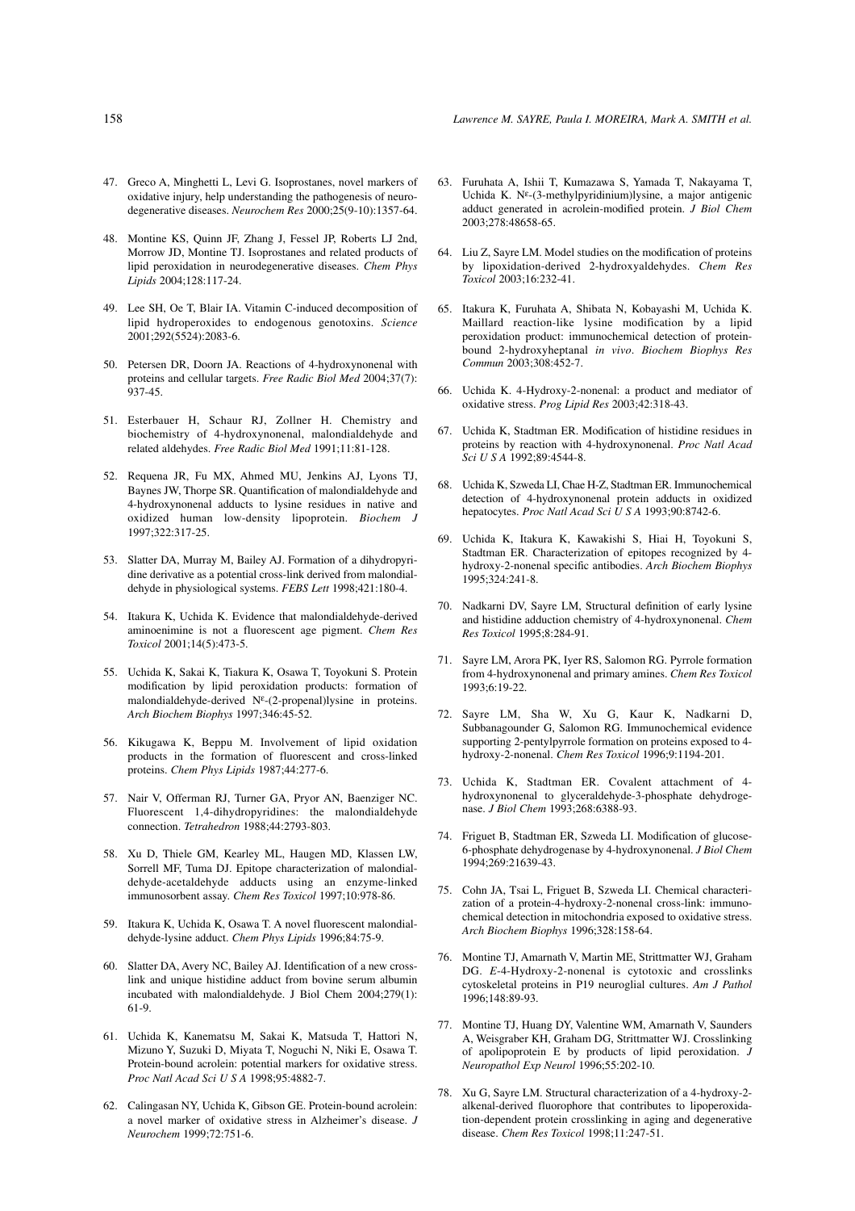47. Greco A, Minghetti L, Levi G. Isoprostanes, novel markers of oxidative injury, help understanding the pathogenesis of neurodegenerative diseases. *Neurochem Res* 2000;25(9-10):1357-64.

48. Montine KS, Quinn JF, Zhang J, Fessel JP, Roberts LJ 2nd, Morrow JD, Montine TJ. Isoprostanes and related products of lipid peroxidation in neurodegenerative diseases. *Chem Phys Lipids* 2004;128:117-24.

49. Lee SH, Oe T, Blair IA. Vitamin C-induced decomposition of lipid hydroperoxides to endogenous genotoxins. *Science* 2001;292(5524):2083-6.

50. Petersen DR, Doorn JA. Reactions of 4-hydroxynonenal with proteins and cellular targets. *Free Radic Biol Med* 2004;37(7): 937-45.

51. Esterbauer H, Schaur RJ, Zollner H. Chemistry and biochemistry of 4-hydroxynonenal, malondialdehyde and related aldehydes. *Free Radic Biol Med* 1991;11:81-128.

52. Requena JR, Fu MX, Ahmed MU, Jenkins AJ, Lyons TJ, Baynes JW, Thorpe SR. Quantification of malondialdehyde and 4-hydroxynonenal adducts to lysine residues in native and oxidized human low-density lipoprotein. *Biochem J* 1997;322:317-25.

53. Slatter DA, Murray M, Bailey AJ. Formation of a dihydropyridine derivative as a potential cross-link derived from malondialdehyde in physiological systems. *FEBS Lett* 1998;421:180-4.

54. Itakura K, Uchida K. Evidence that malondialdehyde-derived aminoenimine is not a fluorescent age pigment. *Chem Res Toxicol* 2001;14(5):473-5.

55. Uchida K, Sakai K, Tiakura K, Osawa T, Toyokuni S. Protein modification by lipid peroxidation products: formation of malondialdehyde-derived N$^{\varepsilon}$-(2-propenal)lysine in proteins. *Arch Biochem Biophys* 1997;346:45-52.

56. Kikugawa K, Beppu M. Involvement of lipid oxidation products in the formation of fluorescent and cross-linked proteins. *Chem Phys Lipids* 1987;44:277-6.

57. Nair V, Offerman RJ, Turner GA, Pryor AN, Baenziger NC. Fluorescent 1,4-dihydropyridines: the malondialdehyde connection. *Tetrahedron* 1988;44:2793-803.

58. Xu D, Thiele GM, Kearley ML, Haugen MD, Klassen LW, Sorrell MF, Tuma DJ. Epitope characterization of malondialdehyde-acetaldehyde adducts using an enzyme-linked immunosorbent assay. *Chem Res Toxicol* 1997;10:978-86.

59. Itakura K, Uchida K, Osawa T. A novel fluorescent malondialdehyde-lysine adduct. *Chem Phys Lipids* 1996;84:75-9.

60. Slatter DA, Avery NC, Bailey AJ. Identification of a new cross-link and unique histidine adduct from bovine serum albumin incubated with malondialdehyde. J Biol Chem 2004;279(1): 61-9.

61. Uchida K, Kanematsu M, Sakai K, Matsuda T, Hattori N, Mizuno Y, Suzuki D, Miyata T, Noguchi N, Niki E, Osawa T. Protein-bound acrolein: potential markers for oxidative stress. *Proc Natl Acad Sci U S A* 1998;95:4882-7.

62. Calingasan NY, Uchida K, Gibson GE. Protein-bound acrolein: a novel marker of oxidative stress in Alzheimer's disease. *J Neurochem* 1999;72:751-6.

63. Furuhata A, Ishii T, Kumazawa S, Yamada T, Nakayama T, Uchida K. N$^{\varepsilon}$-(3-methylpyridinium)lysine, a major antigenic adduct generated in acrolein-modified protein. *J Biol Chem* 2003;278:48658-65.

64. Liu Z, Sayre LM. Model studies on the modification of proteins by lipoxidation-derived 2-hydroxyaldehydes. *Chem Res Toxicol* 2003;16:232-41.

65. Itakura K, Furuhata A, Shibata N, Kobayashi M, Uchida K. Maillard reaction-like lysine modification by a lipid peroxidation product: immunochemical detection of protein-bound 2-hydroxyheptanal *in vivo*. *Biochem Biophys Res Commun* 2003;308:452-7.

66. Uchida K. 4-Hydroxy-2-nonenal: a product and mediator of oxidative stress. *Prog Lipid Res* 2003;42:318-43.

67. Uchida K, Stadtman ER. Modification of histidine residues in proteins by reaction with 4-hydroxynonenal. *Proc Natl Acad Sci U S A* 1992;89:4544-8.

68. Uchida K, Szweda LI, Chae H-Z, Stadtman ER. Immunochemical detection of 4-hydroxynonenal protein adducts in oxidized hepatocytes. *Proc Natl Acad Sci U S A* 1993;90:8742-6.

69. Uchida K, Itakura K, Kawakishi S, Hiai H, Toyokuni S, Stadtman ER. Characterization of epitopes recognized by 4-hydroxy-2-nonenal specific antibodies. *Arch Biochem Biophys* 1995;324:241-8.

70. Nadkarni DV, Sayre LM, Structural definition of early lysine and histidine adduction chemistry of 4-hydroxynonenal. *Chem Res Toxicol* 1995;8:284-91.

71. Sayre LM, Arora PK, Iyer RS, Salomon RG. Pyrrole formation from 4-hydroxynonenal and primary amines. *Chem Res Toxicol* 1993;6:19-22.

72. Sayre LM, Sha W, Xu G, Kaur K, Nadkarni D, Subbanagounder G, Salomon RG. Immunochemical evidence supporting 2-pentylpyrrole formation on proteins exposed to 4-hydroxy-2-nonenal. *Chem Res Toxicol* 1996;9:1194-201.

73. Uchida K, Stadtman ER. Covalent attachment of 4-hydroxynonenal to glyceraldehyde-3-phosphate dehydrogenase. *J Biol Chem* 1993;268:6388-93.

74. Friguet B, Stadtman ER, Szweda LI. Modification of glucose-6-phosphate dehydrogenase by 4-hydroxynonenal. *J Biol Chem* 1994;269:21639-43.

75. Cohn JA, Tsai L, Friguet B, Szweda LI. Chemical characterization of a protein-4-hydroxy-2-nonenal cross-link: immunochemical detection in mitochondria exposed to oxidative stress. *Arch Biochem Biophys* 1996;328:158-64.

76. Montine TJ, Amarnath V, Martin ME, Strittmatter WJ, Graham DG. *E*-4-Hydroxy-2-nonenal is cytotoxic and crosslinks cytoskeletal proteins in P19 neuroglial cultures. *Am J Pathol* 1996;148:89-93.

77. Montine TJ, Huang DY, Valentine WM, Amarnath V, Saunders A, Weisgraber KH, Graham DG, Strittmatter WJ. Crosslinking of apolipoprotein E by products of lipid peroxidation. *J Neuropathol Exp Neurol* 1996;55:202-10.

78. Xu G, Sayre LM. Structural characterization of a 4-hydroxy-2-alkenal-derived fluorophore that contributes to lipoperoxidation-dependent protein crosslinking in aging and degenerative disease. *Chem Res Toxicol* 1998;11:247-51.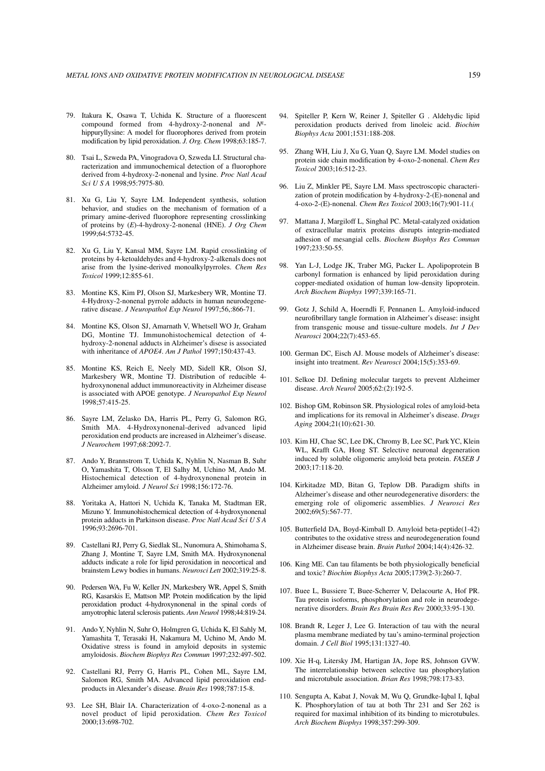79. Itakura K, Osawa T, Uchida K. Structure of a fluorescent compound formed from 4-hydroxy-2-nonenal and $N^{\varepsilon}$-hippuryllysine: A model for fluorophores derived from protein modification by lipid peroxidation. *J. Org. Chem* 1998;63:185-7.

80. Tsai L, Szweda PA, Vinogradova O, Szweda LI. Structural characterization and immunochemical detection of a fluorophore derived from 4-hydroxy-2-nonenal and lysine. *Proc Natl Acad Sci U S A* 1998;95:7975-80.

81. Xu G, Liu Y, Sayre LM. Independent synthesis, solution behavior, and studies on the mechanism of formation of a primary amine-derived fluorophore representing crosslinking of proteins by (*E*)-4-hydroxy-2-nonenal (HNE). *J Org Chem* 1999;64:5732-45.

82. Xu G, Liu Y, Kansal MM, Sayre LM. Rapid crosslinking of proteins by 4-ketoaldehydes and 4-hydroxy-2-alkenals does not arise from the lysine-derived monoalkylpyrroles. *Chem Res Toxicol* 1999;12:855-61.

83. Montine KS, Kim PJ, Olson SJ, Markesbery WR, Montine TJ. 4-Hydroxy-2-nonenal pyrrole adducts in human neurodegenerative disease. *J Neuropathol Exp Neurol* 1997;56,:866-71.

84. Montine KS, Olson SJ, Amarnath V, Whetsell WO Jr, Graham DG, Montine TJ. Immunohistochemical detection of 4-hydroxy-2-nonenal adducts in Alzheimer's disese is associated with inheritance of *APOE4*. *Am J Pathol* 1997;150:437-43.

85. Montine KS, Reich E, Neely MD, Sidell KR, Olson SJ, Markesbery WR, Montine TJ. Distribution of reducible 4-hydroxynonenal adduct immunoreactivity in Alzheimer disease is associated with APOE genotype. *J Neuropathol Exp Neurol* 1998;57:415-25.

86. Sayre LM, Zelasko DA, Harris PL, Perry G, Salomon RG, Smith MA. 4-Hydroxynonenal-derived advanced lipid peroxidation end products are increased in Alzheimer's disease. *J Neurochem* 1997;68:2092-7.

87. Ando Y, Brannstrom T, Uchida K, Nyhlin N, Nasman B, Suhr O, Yamashita T, Olsson T, El Salhy M, Uchino M, Ando M. Histochemical detection of 4-hydroxynonenal protein in Alzheimer amyloid. *J Neurol Sci* 1998;156:172-76.

88. Yoritaka A, Hattori N, Uchida K, Tanaka M, Stadtman ER, Mizuno Y. Immunohistochemical detection of 4-hydroxynonenal protein adducts in Parkinson disease. *Proc Natl Acad Sci U S A* 1996;93:2696-701.

89. Castellani RJ, Perry G, Siedlak SL, Nunomura A, Shimohama S, Zhang J, Montine T, Sayre LM, Smith MA. Hydroxynonenal adducts indicate a role for lipid peroxidation in neocortical and brainstem Lewy bodies in humans. *Neurosci Lett* 2002;319:25-8.

90. Pedersen WA, Fu W, Keller JN, Markesbery WR, Appel S, Smith RG, Kasarskis E, Mattson MP. Protein modification by the lipid peroxidation product 4-hydroxynonenal in the spinal cords of amyotrophic lateral sclerosis patients. *Ann Neurol* 1998;44:819-24.

91. Ando Y, Nyhlin N, Suhr O, Holmgren G, Uchida K, El Sahly M, Yamashita T, Terasaki H, Nakamura M, Uchino M, Ando M. Oxidative stress is found in amyloid deposits in systemic amyloidosis. *Biochem Biophys Res Commun* 1997;232:497-502.

92. Castellani RJ, Perry G, Harris PL, Cohen ML, Sayre LM, Salomon RG, Smith MA. Advanced lipid peroxidation end-products in Alexander's disease. *Brain Res* 1998;787:15-8.

93. Lee SH, Blair IA. Characterization of 4-oxo-2-nonenal as a novel product of lipid peroxidation. *Chem Res Toxicol* 2000;13:698-702.

94. Spiteller P, Kern W, Reiner J, Spiteller G . Aldehydic lipid peroxidation products derived from linoleic acid. *Biochim Biophys Acta* 2001;1531:188-208.

95. Zhang WH, Liu J, Xu G, Yuan Q, Sayre LM. Model studies on protein side chain modification by 4-oxo-2-nonenal. *Chem Res Toxicol* 2003;16:512-23.

96. Liu Z, Minkler PE, Sayre LM. Mass spectroscopic characterization of protein modification by 4-hydroxy-2-(E)-nonenal and 4-oxo-2-(E)-nonenal. *Chem Res Toxicol* 2003;16(7):901-11.(

97. Mattana J, Margiloff L, Singhal PC. Metal-catalyzed oxidation of extracellular matrix proteins disrupts integrin-mediated adhesion of mesangial cells. *Biochem Biophys Res Commun* 1997;233:50-55.

98. Yan L-J, Lodge JK, Traber MG, Packer L. Apolipoprotein B carbonyl formation is enhanced by lipid peroxidation during copper-mediated oxidation of human low-density lipoprotein. *Arch Biochem Biophys* 1997;339:165-71.

99. Gotz J, Schild A, Hoerndli F, Pennanen L. Amyloid-induced neurofibrillary tangle formation in Alzheimer's disease: insight from transgenic mouse and tissue-culture models. *Int J Dev Neurosci* 2004;22(7):453-65.

100. German DC, Eisch AJ. Mouse models of Alzheimer's disease: insight into treatment. *Rev Neurosci* 2004;15(5):353-69.

101. Selkoe DJ. Defining molecular targets to prevent Alzheimer disease. *Arch Neurol* 2005;62:(2):192-5.

102. Bishop GM, Robinson SR. Physiological roles of amyloid-beta and implications for its removal in Alzheimer's disease. *Drugs Aging* 2004;21(10):621-30.

103. Kim HJ, Chae SC, Lee DK, Chromy B, Lee SC, Park YC, Klein WL, Krafft GA, Hong ST. Selective neuronal degeneration induced by soluble oligomeric amyloid beta protein. *FASEB J* 2003;17:118-20.

104. Kirkitadze MD, Bitan G, Teplow DB. Paradigm shifts in Alzheimer's disease and other neurodegenerative disorders: the emerging role of oligomeric assemblies. *J Neurosci Res* 2002;69(5):567-77.

105. Butterfield DA, Boyd-Kimball D. Amyloid beta-peptide(1-42) contributes to the oxidative stress and neurodegeneration found in Alzheimer disease brain. *Brain Pathol* 2004;14(4):426-32.

106. King ME. Can tau filaments be both physiologically beneficial and toxic? *Biochim Biophys Acta* 2005;1739(2-3):260-7.

107. Buee L, Bussiere T, Buee-Scherrer V, Delacourte A, Hof PR. Tau protein isoforms, phosphorylation and role in neurodegenerative disorders. *Brain Res Brain Res Rev* 2000;33:95-130.

108. Brandt R, Leger J, Lee G. Interaction of tau with the neural plasma membrane mediated by tau's amino-terminal projection domain. *J Cell Biol* 1995;131:1327-40.

109. Xie H-q, Litersky JM, Hartigan JA, Jope RS, Johnson GVW. The interrelationship between selective tau phosphorylation and microtubule association. *Brian Res* 1998;798:173-83.

110. Sengupta A, Kabat J, Novak M, Wu Q, Grundke-Iqbal I, Iqbal K. Phosphorylation of tau at both Thr 231 and Ser 262 is required for maximal inhibition of its binding to microtubules. *Arch Biochem Biophys* 1998;357:299-309.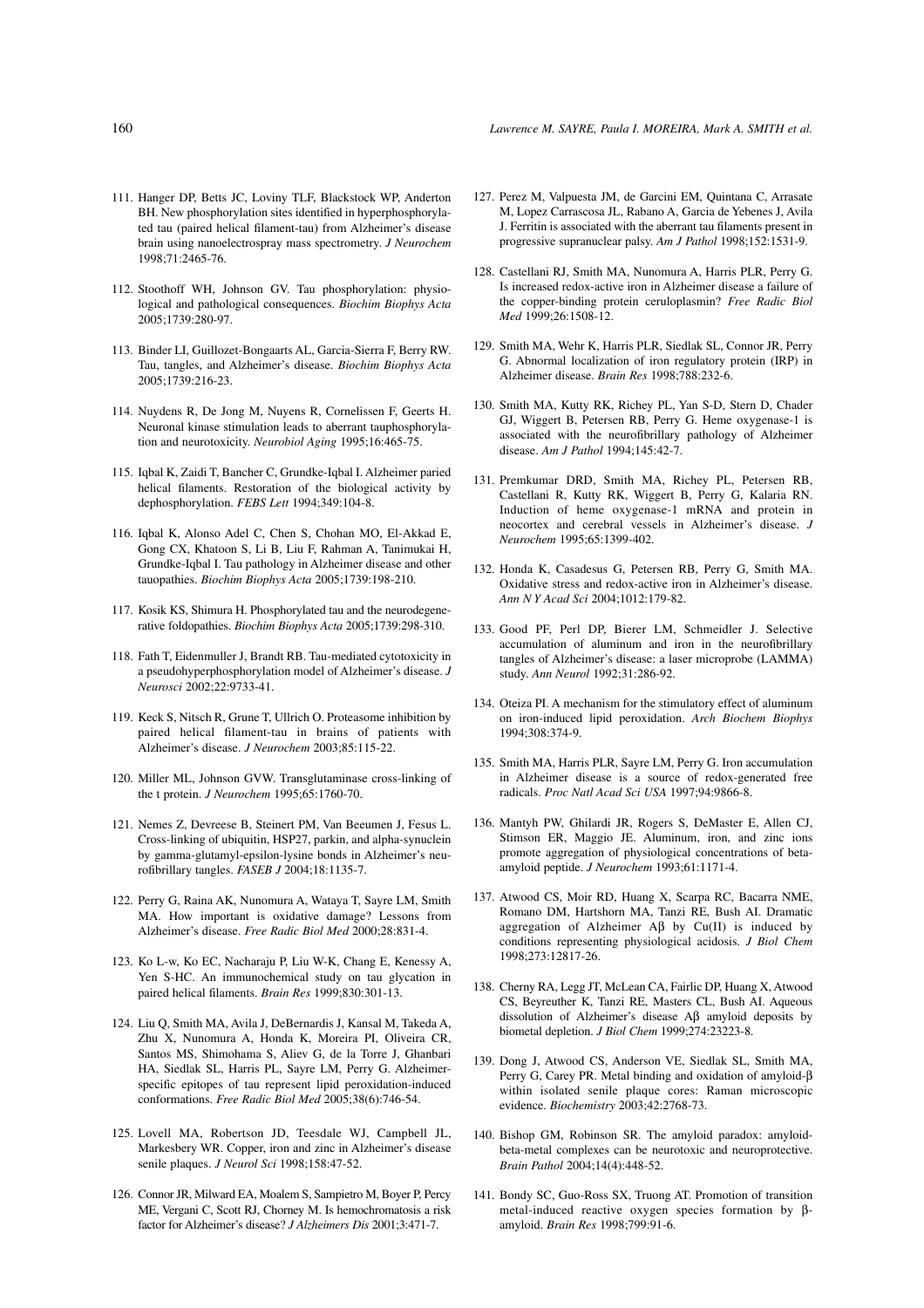111. Hanger DP, Betts JC, Loviny TLF, Blackstock WP, Anderton BH. New phosphorylation sites identified in hyperphosphorylated tau (paired helical filament-tau) from Alzheimer's disease brain using nanoelectrospray mass spectrometry. *J Neurochem* 1998;71:2465-76.

112. Stoothoff WH, Johnson GV. Tau phosphorylation: physiological and pathological consequences. *Biochim Biophys Acta* 2005;1739:280-97.

113. Binder LI, Guillozet-Bongaarts AL, Garcia-Sierra F, Berry RW. Tau, tangles, and Alzheimer's disease. *Biochim Biophys Acta* 2005;1739:216-23.

114. Nuydens R, De Jong M, Nuyens R, Cornelissen F, Geerts H. Neuronal kinase stimulation leads to aberrant tauphosphorylation and neurotoxicity. *Neurobiol Aging* 1995;16:465-75.

115. Iqbal K, Zaidi T, Bancher C, Grundke-Iqbal I. Alzheimer paried helical filaments. Restoration of the biological activity by dephosphorylation. *FEBS Lett* 1994;349:104-8.

116. Iqbal K, Alonso Adel C, Chen S, Chohan MO, El-Akkad E, Gong CX, Khatoon S, Li B, Liu F, Rahman A, Tanimukai H, Grundke-Iqbal I. Tau pathology in Alzheimer disease and other tauopathies. *Biochim Biophys Acta* 2005;1739:198-210.

117. Kosik KS, Shimura H. Phosphorylated tau and the neurodegenerative foldopathies. *Biochim Biophys Acta* 2005;1739:298-310.

118. Fath T, Eidenmuller J, Brandt RB. Tau-mediated cytotoxicity in a pseudohyperphosphorylation model of Alzheimer's disease. *J Neurosci* 2002;22:9733-41.

119. Keck S, Nitsch R, Grune T, Ullrich O. Proteasome inhibition by paired helical filament-tau in brains of patients with Alzheimer's disease. *J Neurochem* 2003;85:115-22.

120. Miller ML, Johnson GVW. Transglutaminase cross-linking of the t protein. *J Neurochem* 1995;65:1760-70.

121. Nemes Z, Devreese B, Steinert PM, Van Beeumen J, Fesus L. Cross-linking of ubiquitin, HSP27, parkin, and alpha-synuclein by gamma-glutamyl-epsilon-lysine bonds in Alzheimer's neurofibrillary tangles. *FASEB J* 2004;18:1135-7.

122. Perry G, Raina AK, Nunomura A, Wataya T, Sayre LM, Smith MA. How important is oxidative damage? Lessons from Alzheimer's disease. *Free Radic Biol Med* 2000;28:831-4.

123. Ko L-w, Ko EC, Nacharaju P, Liu W-K, Chang E, Kenessy A, Yen S-HC. An immunochemical study on tau glycation in paired helical filaments. *Brain Res* 1999;830:301-13.

124. Liu Q, Smith MA, Avila J, DeBernardis J, Kansal M, Takeda A, Zhu X, Nunomura A, Honda K, Moreira PI, Oliveira CR, Santos MS, Shimohama S, Aliev G, de la Torre J, Ghanbari HA, Siedlak SL, Harris PL, Sayre LM, Perry G. Alzheimer-specific epitopes of tau represent lipid peroxidation-induced conformations. *Free Radic Biol Med* 2005;38(6):746-54.

125. Lovell MA, Robertson JD, Teesdale WJ, Campbell JL, Markesbery WR. Copper, iron and zinc in Alzheimer's disease senile plaques. *J Neurol Sci* 1998;158:47-52.

126. Connor JR, Milward EA, Moalem S, Sampietro M, Boyer P, Percy ME, Vergani C, Scott RJ, Chorney M. Is hemochromatosis a risk factor for Alzheimer's disease? *J Alzheimers Dis* 2001;3:471-7.

127. Perez M, Valpuesta JM, de Garcini EM, Quintana C, Arrasate M, Lopez Carrascosa JL, Rabano A, Garcia de Yebenes J, Avila J. Ferritin is associated with the aberrant tau filaments present in progressive supranuclear palsy. *Am J Pathol* 1998;152:1531-9.

128. Castellani RJ, Smith MA, Nunomura A, Harris PLR, Perry G. Is increased redox-active iron in Alzheimer disease a failure of the copper-binding protein ceruloplasmin? *Free Radic Biol Med* 1999;26:1508-12.

129. Smith MA, Wehr K, Harris PLR, Siedlak SL, Connor JR, Perry G. Abnormal localization of iron regulatory protein (IRP) in Alzheimer disease. *Brain Res* 1998;788:232-6.

130. Smith MA, Kutty RK, Richey PL, Yan S-D, Stern D, Chader GJ, Wiggert B, Petersen RB, Perry G. Heme oxygenase-1 is associated with the neurofibrillary pathology of Alzheimer disease. *Am J Pathol* 1994;145:42-7.

131. Premkumar DRD, Smith MA, Richey PL, Petersen RB, Castellani R, Kutty RK, Wiggert B, Perry G, Kalaria RN. Induction of heme oxygenase-1 mRNA and protein in neocortex and cerebral vessels in Alzheimer's disease. *J Neurochem* 1995;65:1399-402.

132. Honda K, Casadesus G, Petersen RB, Perry G, Smith MA. Oxidative stress and redox-active iron in Alzheimer's disease. *Ann N Y Acad Sci* 2004;1012:179-82.

133. Good PF, Perl DP, Bierer LM, Schmeidler J. Selective accumulation of aluminum and iron in the neurofibrillary tangles of Alzheimer's disease: a laser microprobe (LAMMA) study. *Ann Neurol* 1992;31:286-92.

134. Oteiza PI. A mechanism for the stimulatory effect of aluminum on iron-induced lipid peroxidation. *Arch Biochem Biophys* 1994;308:374-9.

135. Smith MA, Harris PLR, Sayre LM, Perry G. Iron accumulation in Alzheimer disease is a source of redox-generated free radicals. *Proc Natl Acad Sci USA* 1997;94:9866-8.

136. Mantyh PW, Ghilardi JR, Rogers S, DeMaster E, Allen CJ, Stimson ER, Maggio JE. Aluminum, iron, and zinc ions promote aggregation of physiological concentrations of beta-amyloid peptide. *J Neurochem* 1993;61:1171-4.

137. Atwood CS, Moir RD, Huang X, Scarpa RC, Bacarra NME, Romano DM, Hartshorn MA, Tanzi RE, Bush AI. Dramatic aggregation of Alzheimer Aβ by Cu(II) is induced by conditions representing physiological acidosis. *J Biol Chem* 1998;273:12817-26.

138. Cherny RA, Legg JT, McLean CA, Fairlic DP, Huang X, Atwood CS, Beyreuther K, Tanzi RE, Masters CL, Bush AI. Aqueous dissolution of Alzheimer's disease Aβ amyloid deposits by biometal depletion. *J Biol Chem* 1999;274:23223-8.

139. Dong J, Atwood CS, Anderson VE, Siedlak SL, Smith MA, Perry G, Carey PR. Metal binding and oxidation of amyloid-β within isolated senile plaque cores: Raman microscopic evidence. *Biochemistry* 2003;42:2768-73.

140. Bishop GM, Robinson SR. The amyloid paradox: amyloid-beta-metal complexes can be neurotoxic and neuroprotective. *Brain Pathol* 2004;14(4):448-52.

141. Bondy SC, Guo-Ross SX, Truong AT. Promotion of transition metal-induced reactive oxygen species formation by β-amyloid. *Brain Res* 1998;799:91-6.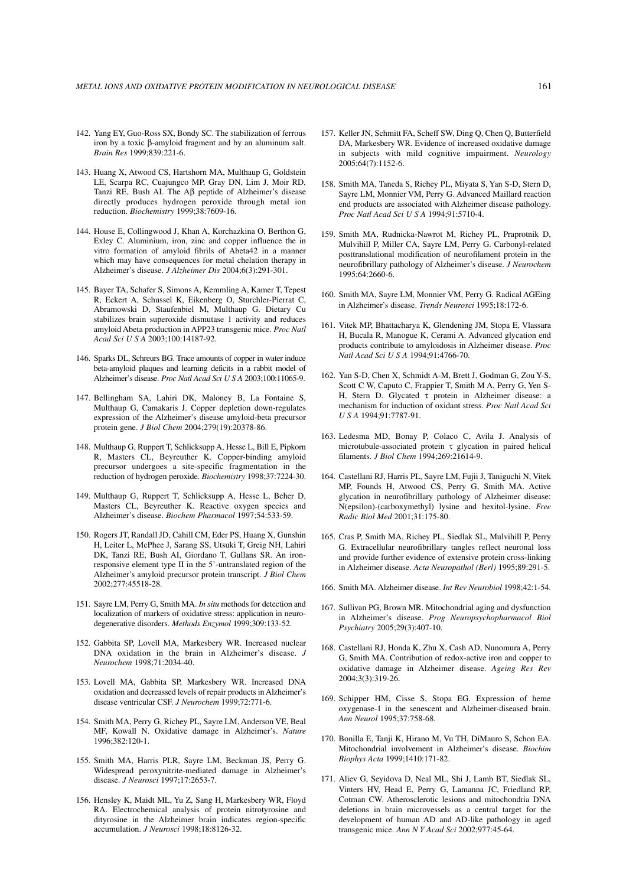142. Yang EY, Guo-Ross SX, Bondy SC. The stabilization of ferrous iron by a toxic β-amyloid fragment and by an aluminum salt. *Brain Res* 1999;839:221-6.

143. Huang X, Atwood CS, Hartshorn MA, Multhaup G, Goldstein LE, Scarpa RC, Cuajungco MP, Gray DN, Lim J, Moir RD, Tanzi RE, Bush AI. The Aβ peptide of Alzheimer's disease directly produces hydrogen peroxide through metal ion reduction. *Biochemistry* 1999;38:7609-16.

144. House E, Collingwood J, Khan A, Korchazkina O, Berthon G, Exley C. Aluminium, iron, zinc and copper influence the in vitro formation of amyloid fibrils of Abeta42 in a manner which may have consequences for metal chelation therapy in Alzheimer's disease. *J Alzheimer Dis* 2004;6(3):291-301.

145. Bayer TA, Schafer S, Simons A, Kemmling A, Kamer T, Tepest R, Eckert A, Schussel K, Eikenberg O, Sturchler-Pierrat C, Abramowski D, Staufenbiel M, Multhaup G. Dietary Cu stabilizes brain superoxide dismutase 1 activity and reduces amyloid Abeta production in APP23 transgenic mice. *Proc Natl Acad Sci U S A* 2003;100:14187-92.

146. Sparks DL, Schreurs BG. Trace amounts of copper in water induce beta-amyloid plaques and learning deficits in a rabbit model of Alzheimer's disease. *Proc Natl Acad Sci U S A* 2003;100:11065-9.

147. Bellingham SA, Lahiri DK, Maloney B, La Fontaine S, Multhaup G, Camakaris J. Copper depletion down-regulates expression of the Alzheimer's disease amyloid-beta precursor protein gene. *J Biol Chem* 2004;279(19):20378-86.

148. Multhaup G, Ruppert T, Schlicksupp A, Hesse L, Bill E, Pipkorn R, Masters CL, Beyreuther K. Copper-binding amyloid precursor undergoes a site-specific fragmentation in the reduction of hydrogen peroxide. *Biochemistry* 1998;37:7224-30.

149. Multhaup G, Ruppert T, Schlicksupp A, Hesse L, Beher D, Masters CL, Beyreuther K. Reactive oxygen species and Alzheimer's disease. *Biochem Pharmacol* 1997;54:533-59.

150. Rogers JT, Randall JD, Cahill CM, Eder PS, Huang X, Gunshin H, Leiter L, McPhee J, Sarang SS, Utsuki T, Greig NH, Lahiri DK, Tanzi RE, Bush AI, Giordano T, Gullans SR. An iron-responsive element type II in the 5'-untranslated region of the Alzheimer's amyloid precursor protein transcript. *J Biol Chem* 2002;277:45518-28.

151. Sayre LM, Perry G, Smith MA. *In situ* methods for detection and localization of markers of oxidative stress: application in neurodegenerative disorders. *Methods Enzymol* 1999;309:133-52.

152. Gabbita SP, Lovell MA, Markesbery WR. Increased nuclear DNA oxidation in the brain in Alzheimer's disease. *J Neurochem* 1998;71:2034-40.

153. Lovell MA, Gabbita SP, Markesbery WR. Increased DNA oxidation and decreassed levels of repair products in Alzheimer's disease ventricular CSF. *J Neurochem* 1999;72:771-6.

154. Smith MA, Perry G, Richey PL, Sayre LM, Anderson VE, Beal MF, Kowall N. Oxidative damage in Alzheimer's. *Nature* 1996;382:120-1.

155. Smith MA, Harris PLR, Sayre LM, Beckman JS, Perry G. Widespread peroxynitrite-mediated damage in Alzheimer's disease. *J Neurosci* 1997;17:2653-7.

156. Hensley K, Maidt ML, Yu Z, Sang H, Markesbery WR, Floyd RA. Electrochemical analysis of protein nitrotyrosine and dityrosine in the Alzheimer brain indicates region-specific accumulation. *J Neurosci* 1998;18:8126-32.

157. Keller JN, Schmitt FA, Scheff SW, Ding Q, Chen Q, Butterfield DA, Markesbery WR. Evidence of increased oxidative damage in subjects with mild cognitive impairment. *Neurology* 2005;64(7):1152-6.

158. Smith MA, Taneda S, Richey PL, Miyata S, Yan S-D, Stern D, Sayre LM, Monnier VM, Perry G. Advanced Maillard reaction end products are associated with Alzheimer disease pathology. *Proc Natl Acad Sci U S A* 1994;91:5710-4.

159. Smith MA, Rudnicka-Nawrot M, Richey PL, Praprotnik D, Mulvihill P, Miller CA, Sayre LM, Perry G. Carbonyl-related posttranslational modification of neurofilament protein in the neurofibrillary pathology of Alzheimer's disease. *J Neurochem* 1995;64:2660-6.

160. Smith MA, Sayre LM, Monnier VM, Perry G. Radical AGEing in Alzheimer's disease. *Trends Neurosci* 1995;18:172-6.

161. Vitek MP, Bhattacharya K, Glendening JM, Stopa E, Vlassara H, Bucala R, Manogue K, Cerami A. Advanced glycation end products contribute to amyloidosis in Alzheimer disease. *Proc Natl Acad Sci U S A* 1994;91:4766-70.

162. Yan S-D, Chen X, Schmidt A-M, Brett J, Godman G, Zou Y-S, Scott C W, Caputo C, Frappier T, Smith M A, Perry G, Yen S-H, Stern D. Glycated τ protein in Alzheimer disease: a mechanism for induction of oxidant stress. *Proc Natl Acad Sci U S A* 1994;91:7787-91.

163. Ledesma MD, Bonay P, Colaco C, Avila J. Analysis of microtubule-associated protein τ glycation in paired helical filaments. *J Biol Chem* 1994;269:21614-9.

164. Castellani RJ, Harris PL, Sayre LM, Fujii J, Taniguchi N, Vitek MP, Founds H, Atwood CS, Perry G, Smith MA. Active glycation in neurofibrillary pathology of Alzheimer disease: N(epsilon)-(carboxymethyl) lysine and hexitol-lysine. *Free Radic Biol Med* 2001;31:175-80.

165. Cras P, Smith MA, Richey PL, Siedlak SL, Mulvihill P, Perry G. Extracellular neurofibrillary tangles reflect neuronal loss and provide further evidence of extensive protein cross-linking in Alzheimer disease. *Acta Neuropathol (Berl)* 1995;89:291-5.

166. Smith MA. Alzheimer disease. *Int Rev Neurobiol* 1998;42:1-54.

167. Sullivan PG, Brown MR. Mitochondrial aging and dysfunction in Alzheimer's disease. *Prog Neuropsychopharmacol Biol Psychiatry* 2005;29(3):407-10.

168. Castellani RJ, Honda K, Zhu X, Cash AD, Nunomura A, Perry G, Smith MA. Contribution of redox-active iron and copper to oxidative damage in Alzheimer disease. *Ageing Res Rev* 2004;3(3):319-26.

169. Schipper HM, Cisse S, Stopa EG. Expression of heme oxygenase-1 in the senescent and Alzheimer-diseased brain. *Ann Neurol* 1995;37:758-68.

170. Bonilla E, Tanji K, Hirano M, Vu TH, DiMauro S, Schon EA. Mitochondrial involvement in Alzheimer's disease. *Biochim Biophys Acta* 1999;1410:171-82.

171. Aliev G, Seyidova D, Neal ML, Shi J, Lamb BT, Siedlak SL, Vinters HV, Head E, Perry G, Lamanna JC, Friedland RP, Cotman CW. Atherosclerotic lesions and mitochondria DNA deletions in brain microvessels as a central target for the development of human AD and AD-like pathology in aged transgenic mice. *Ann N Y Acad Sci* 2002;977:45-64.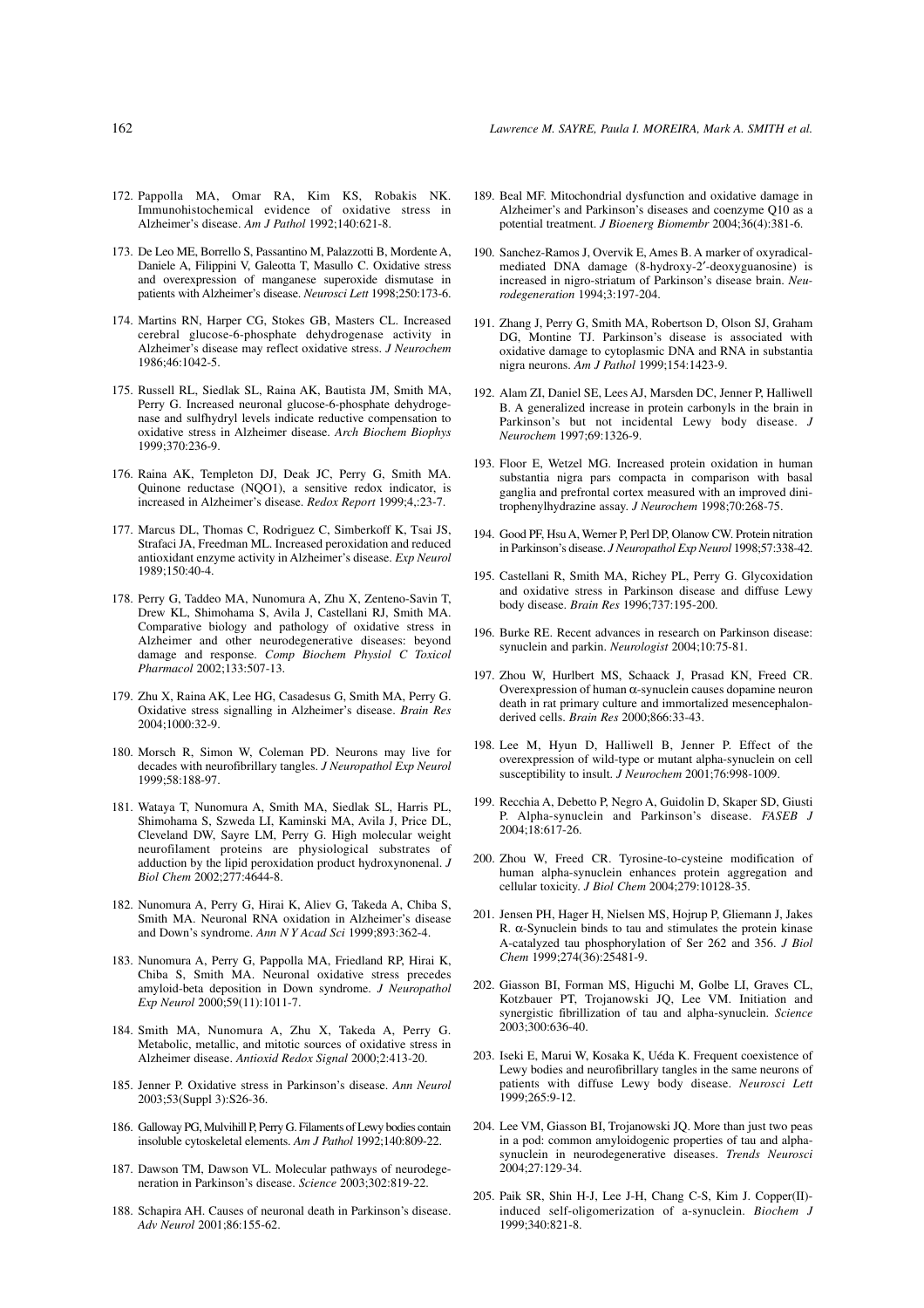172. Pappolla MA, Omar RA, Kim KS, Robakis NK. Immunohistochemical evidence of oxidative stress in Alzheimer's disease. *Am J Pathol* 1992;140:621-8.

173. De Leo ME, Borrello S, Passantino M, Palazzotti B, Mordente A, Daniele A, Filippini V, Galeotta T, Masullo C. Oxidative stress and overexpression of manganese superoxide dismutase in patients with Alzheimer's disease. *Neurosci Lett* 1998;250:173-6.

174. Martins RN, Harper CG, Stokes GB, Masters CL. Increased cerebral glucose-6-phosphate dehydrogenase activity in Alzheimer's disease may reflect oxidative stress. *J Neurochem* 1986;46:1042-5.

175. Russell RL, Siedlak SL, Raina AK, Bautista JM, Smith MA, Perry G. Increased neuronal glucose-6-phosphate dehydrogenase and sulfhydryl levels indicate reductive compensation to oxidative stress in Alzheimer disease. *Arch Biochem Biophys* 1999;370:236-9.

176. Raina AK, Templeton DJ, Deak JC, Perry G, Smith MA. Quinone reductase (NQO1), a sensitive redox indicator, is increased in Alzheimer's disease. *Redox Report* 1999;4,:23-7.

177. Marcus DL, Thomas C, Rodriguez C, Simberkoff K, Tsai JS, Strafaci JA, Freedman ML. Increased peroxidation and reduced antioxidant enzyme activity in Alzheimer's disease. *Exp Neurol* 1989;150:40-4.

178. Perry G, Taddeo MA, Nunomura A, Zhu X, Zenteno-Savin T, Drew KL, Shimohama S, Avila J, Castellani RJ, Smith MA. Comparative biology and pathology of oxidative stress in Alzheimer and other neurodegenerative diseases: beyond damage and response. *Comp Biochem Physiol C Toxicol Pharmacol* 2002;133:507-13.

179. Zhu X, Raina AK, Lee HG, Casadesus G, Smith MA, Perry G. Oxidative stress signalling in Alzheimer's disease. *Brain Res* 2004;1000:32-9.

180. Morsch R, Simon W, Coleman PD. Neurons may live for decades with neurofibrillary tangles. *J Neuropathol Exp Neurol* 1999;58:188-97.

181. Wataya T, Nunomura A, Smith MA, Siedlak SL, Harris PL, Shimohama S, Szweda LI, Kaminski MA, Avila J, Price DL, Cleveland DW, Sayre LM, Perry G. High molecular weight neurofilament proteins are physiological substrates of adduction by the lipid peroxidation product hydroxynonenal. *J Biol Chem* 2002;277:4644-8.

182. Nunomura A, Perry G, Hirai K, Aliev G, Takeda A, Chiba S, Smith MA. Neuronal RNA oxidation in Alzheimer's disease and Down's syndrome. *Ann N Y Acad Sci* 1999;893:362-4.

183. Nunomura A, Perry G, Pappolla MA, Friedland RP, Hirai K, Chiba S, Smith MA. Neuronal oxidative stress precedes amyloid-beta deposition in Down syndrome. *J Neuropathol Exp Neurol* 2000;59(11):1011-7.

184. Smith MA, Nunomura A, Zhu X, Takeda A, Perry G. Metabolic, metallic, and mitotic sources of oxidative stress in Alzheimer disease. *Antioxid Redox Signal* 2000;2:413-20.

185. Jenner P. Oxidative stress in Parkinson's disease. *Ann Neurol* 2003;53(Suppl 3):S26-36.

186. Galloway PG, Mulvihill P, Perry G. Filaments of Lewy bodies contain insoluble cytoskeletal elements. *Am J Pathol* 1992;140:809-22.

187. Dawson TM, Dawson VL. Molecular pathways of neurodegeneration in Parkinson's disease. *Science* 2003;302:819-22.

188. Schapira AH. Causes of neuronal death in Parkinson's disease. *Adv Neurol* 2001;86:155-62.

189. Beal MF. Mitochondrial dysfunction and oxidative damage in Alzheimer's and Parkinson's diseases and coenzyme Q10 as a potential treatment. *J Bioenerg Biomembr* 2004;36(4):381-6.

190. Sanchez-Ramos J, Overvik E, Ames B. A marker of oxyradical-mediated DNA damage (8-hydroxy-2′-deoxyguanosine) is increased in nigro-striatum of Parkinson's disease brain. *Neurodegeneration* 1994;3:197-204.

191. Zhang J, Perry G, Smith MA, Robertson D, Olson SJ, Graham DG, Montine TJ. Parkinson's disease is associated with oxidative damage to cytoplasmic DNA and RNA in substantia nigra neurons. *Am J Pathol* 1999;154:1423-9.

192. Alam ZI, Daniel SE, Lees AJ, Marsden DC, Jenner P, Halliwell B. A generalized increase in protein carbonyls in the brain in Parkinson's but not incidental Lewy body disease. *J Neurochem* 1997;69:1326-9.

193. Floor E, Wetzel MG. Increased protein oxidation in human substantia nigra pars compacta in comparison with basal ganglia and prefrontal cortex measured with an improved dinitrophenylhydrazine assay. *J Neurochem* 1998;70:268-75.

194. Good PF, Hsu A, Werner P, Perl DP, Olanow CW. Protein nitration in Parkinson's disease. *J Neuropathol Exp Neurol* 1998;57:338-42.

195. Castellani R, Smith MA, Richey PL, Perry G. Glycoxidation and oxidative stress in Parkinson disease and diffuse Lewy body disease. *Brain Res* 1996;737:195-200.

196. Burke RE. Recent advances in research on Parkinson disease: synuclein and parkin. *Neurologist* 2004;10:75-81.

197. Zhou W, Hurlbert MS, Schaack J, Prasad KN, Freed CR. Overexpression of human α-synuclein causes dopamine neuron death in rat primary culture and immortalized mesencephalon-derived cells. *Brain Res* 2000;866:33-43.

198. Lee M, Hyun D, Halliwell B, Jenner P. Effect of the overexpression of wild-type or mutant alpha-synuclein on cell susceptibility to insult. *J Neurochem* 2001;76:998-1009.

199. Recchia A, Debetto P, Negro A, Guidolin D, Skaper SD, Giusti P. Alpha-synuclein and Parkinson's disease. *FASEB J* 2004;18:617-26.

200. Zhou W, Freed CR. Tyrosine-to-cysteine modification of human alpha-synuclein enhances protein aggregation and cellular toxicity. *J Biol Chem* 2004;279:10128-35.

201. Jensen PH, Hager H, Nielsen MS, Hojrup P, Gliemann J, Jakes R. α-Synuclein binds to tau and stimulates the protein kinase A-catalyzed tau phosphorylation of Ser 262 and 356. *J Biol Chem* 1999;274(36):25481-9.

202. Giasson BI, Forman MS, Higuchi M, Golbe LI, Graves CL, Kotzbauer PT, Trojanowski JQ, Lee VM. Initiation and synergistic fibrillization of tau and alpha-synuclein. *Science* 2003;300:636-40.

203. Iseki E, Marui W, Kosaka K, Uéda K. Frequent coexistence of Lewy bodies and neurofibrillary tangles in the same neurons of patients with diffuse Lewy body disease. *Neurosci Lett* 1999;265:9-12.

204. Lee VM, Giasson BI, Trojanowski JQ. More than just two peas in a pod: common amyloidogenic properties of tau and alpha-synuclein in neurodegenerative diseases. *Trends Neurosci* 2004;27:129-34.

205. Paik SR, Shin H-J, Lee J-H, Chang C-S, Kim J. Copper(II)-induced self-oligomerization of a-synuclein. *Biochem J* 1999;340:821-8.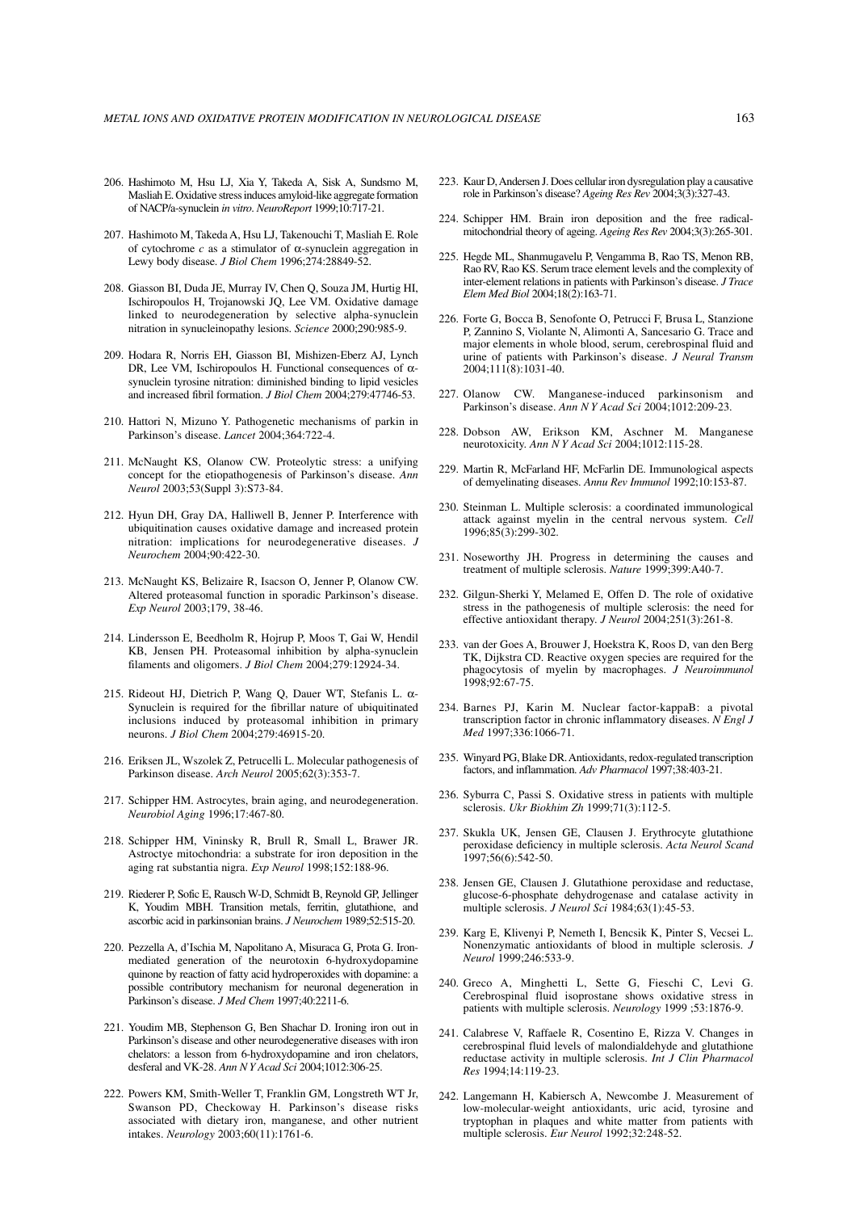206. Hashimoto M, Hsu LJ, Xia Y, Takeda A, Sisk A, Sundsmo M, Masliah E. Oxidative stress induces amyloid-like aggregate formation of NACP/a-synuclein *in vitro*. *NeuroReport* 1999;10:717-21.

207. Hashimoto M, Takeda A, Hsu LJ, Takenouchi T, Masliah E. Role of cytochrome *c* as a stimulator of α-synuclein aggregation in Lewy body disease. *J Biol Chem* 1996;274:28849-52.

208. Giasson BI, Duda JE, Murray IV, Chen Q, Souza JM, Hurtig HI, Ischiropoulos H, Trojanowski JQ, Lee VM. Oxidative damage linked to neurodegeneration by selective alpha-synuclein nitration in synucleinopathy lesions. *Science* 2000;290:985-9.

209. Hodara R, Norris EH, Giasson BI, Mishizen-Eberz AJ, Lynch DR, Lee VM, Ischiropoulos H. Functional consequences of α-synuclein tyrosine nitration: diminished binding to lipid vesicles and increased fibril formation. *J Biol Chem* 2004;279:47746-53.

210. Hattori N, Mizuno Y. Pathogenetic mechanisms of parkin in Parkinson's disease. *Lancet* 2004;364:722-4.

211. McNaught KS, Olanow CW. Proteolytic stress: a unifying concept for the etiopathogenesis of Parkinson's disease. *Ann Neurol* 2003;53(Suppl 3):S73-84.

212. Hyun DH, Gray DA, Halliwell B, Jenner P. Interference with ubiquitination causes oxidative damage and increased protein nitration: implications for neurodegenerative diseases. *J Neurochem* 2004;90:422-30.

213. McNaught KS, Belizaire R, Isacson O, Jenner P, Olanow CW. Altered proteasomal function in sporadic Parkinson's disease. *Exp Neurol* 2003;179, 38-46.

214. Lindersson E, Beedholm R, Hojrup P, Moos T, Gai W, Hendil KB, Jensen PH. Proteasomal inhibition by alpha-synuclein filaments and oligomers. *J Biol Chem* 2004;279:12924-34.

215. Rideout HJ, Dietrich P, Wang Q, Dauer WT, Stefanis L. α-Synuclein is required for the fibrillar nature of ubiquitinated inclusions induced by proteasomal inhibition in primary neurons. *J Biol Chem* 2004;279:46915-20.

216. Eriksen JL, Wszolek Z, Petrucelli L. Molecular pathogenesis of Parkinson disease. *Arch Neurol* 2005;62(3):353-7.

217. Schipper HM. Astrocytes, brain aging, and neurodegeneration. *Neurobiol Aging* 1996;17:467-80.

218. Schipper HM, Vininsky R, Brull R, Small L, Brawer JR. Astroctye mitochondria: a substrate for iron deposition in the aging rat substantia nigra. *Exp Neurol* 1998;152:188-96.

219. Riederer P, Sofic E, Rausch W-D, Schmidt B, Reynold GP, Jellinger K, Youdim MBH. Transition metals, ferritin, glutathione, and ascorbic acid in parkinsonian brains. *J Neurochem* 1989;52:515-20.

220. Pezzella A, d'Ischia M, Napolitano A, Misuraca G, Prota G. Iron-mediated generation of the neurotoxin 6-hydroxydopamine quinone by reaction of fatty acid hydroperoxides with dopamine: a possible contributory mechanism for neuronal degeneration in Parkinson's disease. *J Med Chem* 1997;40:2211-6.

221. Youdim MB, Stephenson G, Ben Shachar D. Ironing iron out in Parkinson's disease and other neurodegenerative diseases with iron chelators: a lesson from 6-hydroxydopamine and iron chelators, desferal and VK-28. *Ann N Y Acad Sci* 2004;1012:306-25.

222. Powers KM, Smith-Weller T, Franklin GM, Longstreth WT Jr, Swanson PD, Checkoway H. Parkinson's disease risks associated with dietary iron, manganese, and other nutrient intakes. *Neurology* 2003;60(11):1761-6.

223. Kaur D, Andersen J. Does cellular iron dysregulation play a causative role in Parkinson's disease? *Ageing Res Rev* 2004;3(3):327-43.

224. Schipper HM. Brain iron deposition and the free radical-mitochondrial theory of ageing. *Ageing Res Rev* 2004;3(3):265-301.

225. Hegde ML, Shanmugavelu P, Vengamma B, Rao TS, Menon RB, Rao RV, Rao KS. Serum trace element levels and the complexity of inter-element relations in patients with Parkinson's disease. *J Trace Elem Med Biol* 2004;18(2):163-71.

226. Forte G, Bocca B, Senofonte O, Petrucci F, Brusa L, Stanzione P, Zannino S, Violante N, Alimonti A, Sancesario G. Trace and major elements in whole blood, serum, cerebrospinal fluid and urine of patients with Parkinson's disease. *J Neural Transm* 2004;111(8):1031-40.

227. Olanow CW. Manganese-induced parkinsonism and Parkinson's disease. *Ann N Y Acad Sci* 2004;1012:209-23.

228. Dobson AW, Erikson KM, Aschner M. Manganese neurotoxicity. *Ann N Y Acad Sci* 2004;1012:115-28.

229. Martin R, McFarland HF, McFarlin DE. Immunological aspects of demyelinating diseases. *Annu Rev Immunol* 1992;10:153-87.

230. Steinman L. Multiple sclerosis: a coordinated immunological attack against myelin in the central nervous system. *Cell* 1996;85(3):299-302.

231. Noseworthy JH. Progress in determining the causes and treatment of multiple sclerosis. *Nature* 1999;399:A40-7.

232. Gilgun-Sherki Y, Melamed E, Offen D. The role of oxidative stress in the pathogenesis of multiple sclerosis: the need for effective antioxidant therapy. *J Neurol* 2004;251(3):261-8.

233. van der Goes A, Brouwer J, Hoekstra K, Roos D, van den Berg TK, Dijkstra CD. Reactive oxygen species are required for the phagocytosis of myelin by macrophages. *J Neuroimmunol* 1998;92:67-75.

234. Barnes PJ, Karin M. Nuclear factor-kappaB: a pivotal transcription factor in chronic inflammatory diseases. *N Engl J Med* 1997;336:1066-71.

235. Winyard PG, Blake DR. Antioxidants, redox-regulated transcription factors, and inflammation. *Adv Pharmacol* 1997;38:403-21.

236. Syburra C, Passi S. Oxidative stress in patients with multiple sclerosis. *Ukr Biokhim Zh* 1999;71(3):112-5.

237. Skukla UK, Jensen GE, Clausen J. Erythrocyte glutathione peroxidase deficiency in multiple sclerosis. *Acta Neurol Scand* 1997;56(6):542-50.

238. Jensen GE, Clausen J. Glutathione peroxidase and reductase, glucose-6-phosphate dehydrogenase and catalase activity in multiple sclerosis. *J Neurol Sci* 1984;63(1):45-53.

239. Karg E, Klivenyi P, Nemeth I, Bencsik K, Pinter S, Vecsei L. Nonenzymatic antioxidants of blood in multiple sclerosis. *J Neurol* 1999;246:533-9.

240. Greco A, Minghetti L, Sette G, Fieschi C, Levi G. Cerebrospinal fluid isoprostane shows oxidative stress in patients with multiple sclerosis. *Neurology* 1999 ;53:1876-9.

241. Calabrese V, Raffaele R, Cosentino E, Rizza V. Changes in cerebrospinal fluid levels of malondialdehyde and glutathione reductase activity in multiple sclerosis. *Int J Clin Pharmacol Res* 1994;14:119-23.

242. Langemann H, Kabiersch A, Newcombe J. Measurement of low-molecular-weight antioxidants, uric acid, tyrosine and tryptophan in plaques and white matter from patients with multiple sclerosis. *Eur Neurol* 1992;32:248-52.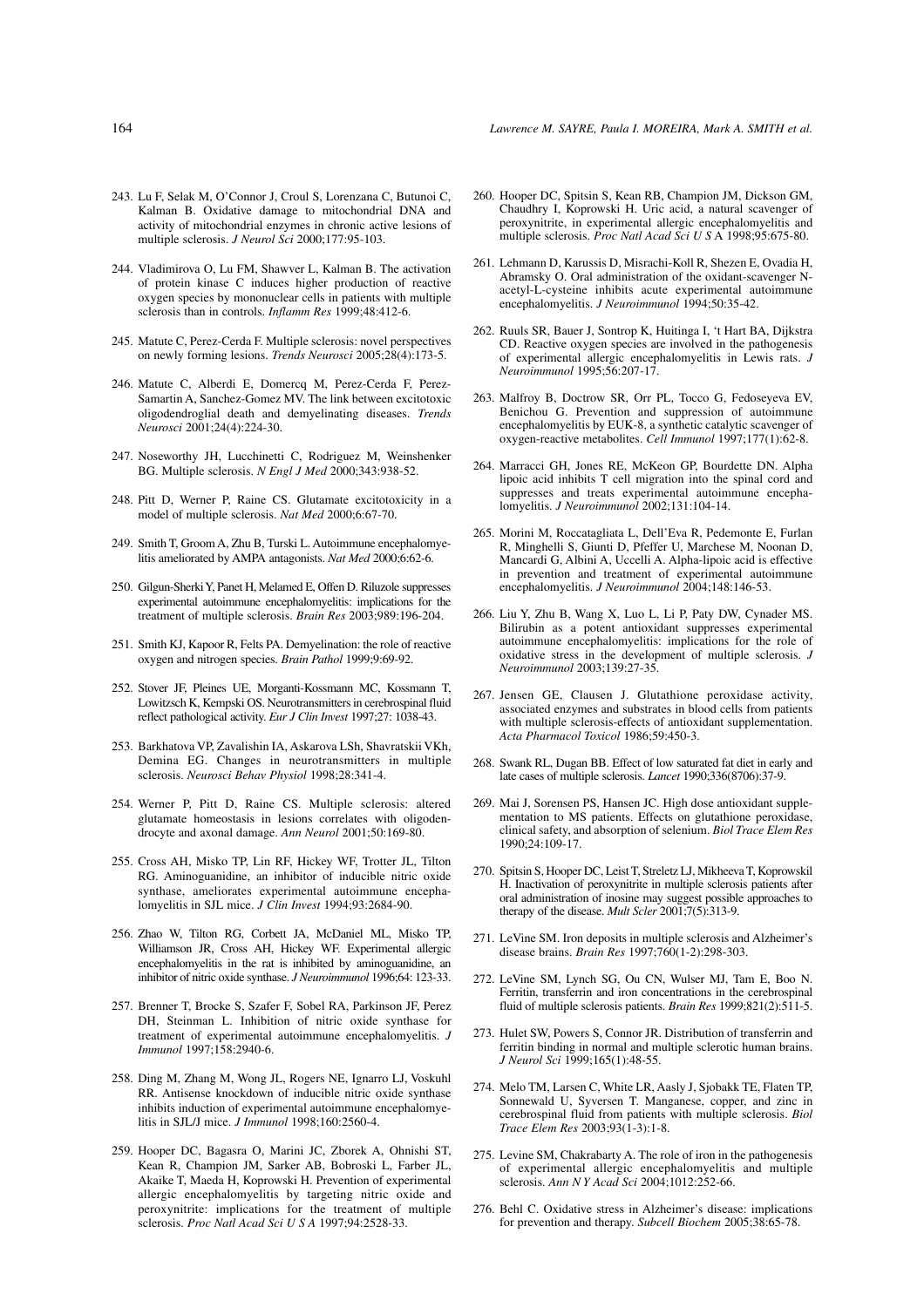243. Lu F, Selak M, O'Connor J, Croul S, Lorenzana C, Butunoi C, Kalman B. Oxidative damage to mitochondrial DNA and activity of mitochondrial enzymes in chronic active lesions of multiple sclerosis. *J Neurol Sci* 2000;177:95-103.

244. Vladimirova O, Lu FM, Shawver L, Kalman B. The activation of protein kinase C induces higher production of reactive oxygen species by mononuclear cells in patients with multiple sclerosis than in controls. *Inflamm Res* 1999;48:412-6.

245. Matute C, Perez-Cerda F. Multiple sclerosis: novel perspectives on newly forming lesions. *Trends Neurosci* 2005;28(4):173-5.

246. Matute C, Alberdi E, Domercq M, Perez-Cerda F, Perez-Samartin A, Sanchez-Gomez MV. The link between excitotoxic oligodendroglial death and demyelinating diseases. *Trends Neurosci* 2001;24(4):224-30.

247. Noseworthy JH, Lucchinetti C, Rodriguez M, Weinshenker BG. Multiple sclerosis. *N Engl J Med* 2000;343:938-52.

248. Pitt D, Werner P, Raine CS. Glutamate excitotoxicity in a model of multiple sclerosis. *Nat Med* 2000;6:67-70.

249. Smith T, Groom A, Zhu B, Turski L. Autoimmune encephalomyelitis ameliorated by AMPA antagonists. *Nat Med* 2000;6:62-6.

250. Gilgun-Sherki Y, Panet H, Melamed E, Offen D. Riluzole suppresses experimental autoimmune encephalomyelitis: implications for the treatment of multiple sclerosis. *Brain Res* 2003;989:196-204.

251. Smith KJ, Kapoor R, Felts PA. Demyelination: the role of reactive oxygen and nitrogen species. *Brain Pathol* 1999;9:69-92.

252. Stover JF, Pleines UE, Morganti-Kossmann MC, Kossmann T, Lowitzsch K, Kempski OS. Neurotransmitters in cerebrospinal fluid reflect pathological activity. *Eur J Clin Invest* 1997;27: 1038-43.

253. Barkhatova VP, Zavalishin IA, Askarova LSh, Shavratskii VKh, Demina EG. Changes in neurotransmitters in multiple sclerosis. *Neurosci Behav Physiol* 1998;28:341-4.

254. Werner P, Pitt D, Raine CS. Multiple sclerosis: altered glutamate homeostasis in lesions correlates with oligodendrocyte and axonal damage. *Ann Neurol* 2001;50:169-80.

255. Cross AH, Misko TP, Lin RF, Hickey WF, Trotter JL, Tilton RG. Aminoguanidine, an inhibitor of inducible nitric oxide synthase, ameliorates experimental autoimmune encephalomyelitis in SJL mice. *J Clin Invest* 1994;93:2684-90.

256. Zhao W, Tilton RG, Corbett JA, McDaniel ML, Misko TP, Williamson JR, Cross AH, Hickey WF. Experimental allergic encephalomyelitis in the rat is inhibited by aminoguanidine, an inhibitor of nitric oxide synthase. *J Neuroimmunol* 1996;64: 123-33.

257. Brenner T, Brocke S, Szafer F, Sobel RA, Parkinson JF, Perez DH, Steinman L. Inhibition of nitric oxide synthase for treatment of experimental autoimmune encephalomyelitis. *J Immunol* 1997;158:2940-6.

258. Ding M, Zhang M, Wong JL, Rogers NE, Ignarro LJ, Voskuhl RR. Antisense knockdown of inducible nitric oxide synthase inhibits induction of experimental autoimmune encephalomyelitis in SJL/J mice. *J Immunol* 1998;160:2560-4.

259. Hooper DC, Bagasra O, Marini JC, Zborek A, Ohnishi ST, Kean R, Champion JM, Sarker AB, Bobroski L, Farber JL, Akaike T, Maeda H, Koprowski H. Prevention of experimental allergic encephalomyelitis by targeting nitric oxide and peroxynitrite: implications for the treatment of multiple sclerosis. *Proc Natl Acad Sci U S A* 1997;94:2528-33.

260. Hooper DC, Spitsin S, Kean RB, Champion JM, Dickson GM, Chaudhry I, Koprowski H. Uric acid, a natural scavenger of peroxynitrite, in experimental allergic encephalomyelitis and multiple sclerosis. *Proc Natl Acad Sci U S A* 1998;95:675-80.

261. Lehmann D, Karussis D, Misrachi-Koll R, Shezen E, Ovadia H, Abramsky O. Oral administration of the oxidant-scavenger N-acetyl-L-cysteine inhibits acute experimental autoimmune encephalomyelitis. *J Neuroimmunol* 1994;50:35-42.

262. Ruuls SR, Bauer J, Sontrop K, Huitinga I, 't Hart BA, Dijkstra CD. Reactive oxygen species are involved in the pathogenesis of experimental allergic encephalomyelitis in Lewis rats. *J Neuroimmunol* 1995;56:207-17.

263. Malfroy B, Doctrow SR, Orr PL, Tocco G, Fedoseyeva EV, Benichou G. Prevention and suppression of autoimmune encephalomyelitis by EUK-8, a synthetic catalytic scavenger of oxygen-reactive metabolites. *Cell Immunol* 1997;177(1):62-8.

264. Marracci GH, Jones RE, McKeon GP, Bourdette DN. Alpha lipoic acid inhibits T cell migration into the spinal cord and suppresses and treats experimental autoimmune encephalomyelitis. *J Neuroimmunol* 2002;131:104-14.

265. Morini M, Roccatagliata L, Dell'Eva R, Pedemonte E, Furlan R, Minghelli S, Giunti D, Pfeffer U, Marchese M, Noonan D, Mancardi G, Albini A, Uccelli A. Alpha-lipoic acid is effective in prevention and treatment of experimental autoimmune encephalomyelitis. *J Neuroimmunol* 2004;148:146-53.

266. Liu Y, Zhu B, Wang X, Luo L, Li P, Paty DW, Cynader MS. Bilirubin as a potent antioxidant suppresses experimental autoimmune encephalomyelitis: implications for the role of oxidative stress in the development of multiple sclerosis. *J Neuroimmunol* 2003;139:27-35.

267. Jensen GE, Clausen J. Glutathione peroxidase activity, associated enzymes and substrates in blood cells from patients with multiple sclerosis-effects of antioxidant supplementation. *Acta Pharmacol Toxicol* 1986;59:450-3.

268. Swank RL, Dugan BB. Effect of low saturated fat diet in early and late cases of multiple sclerosis. *Lancet* 1990;336(8706):37-9.

269. Mai J, Sorensen PS, Hansen JC. High dose antioxidant supplementation to MS patients. Effects on glutathione peroxidase, clinical safety, and absorption of selenium. *Biol Trace Elem Res* 1990;24:109-17.

270. Spitsin S, Hooper DC, Leist T, Streletz LJ, Mikheeva T, Koprowskil H. Inactivation of peroxynitrite in multiple sclerosis patients after oral administration of inosine may suggest possible approaches to therapy of the disease. *Mult Scler* 2001;7(5):313-9.

271. LeVine SM. Iron deposits in multiple sclerosis and Alzheimer's disease brains. *Brain Res* 1997;760(1-2):298-303.

272. LeVine SM, Lynch SG, Ou CN, Wulser MJ, Tam E, Boo N. Ferritin, transferrin and iron concentrations in the cerebrospinal fluid of multiple sclerosis patients. *Brain Res* 1999;821(2):511-5.

273. Hulet SW, Powers S, Connor JR. Distribution of transferrin and ferritin binding in normal and multiple sclerotic human brains. *J Neurol Sci* 1999;165(1):48-55.

274. Melo TM, Larsen C, White LR, Aasly J, Sjobakk TE, Flaten TP, Sonnewald U, Syversen T. Manganese, copper, and zinc in cerebrospinal fluid from patients with multiple sclerosis. *Biol Trace Elem Res* 2003;93(1-3):1-8.

275. Levine SM, Chakrabarty A. The role of iron in the pathogenesis of experimental allergic encephalomyelitis and multiple sclerosis. *Ann N Y Acad Sci* 2004;1012:252-66.

276. Behl C. Oxidative stress in Alzheimer's disease: implications for prevention and therapy. *Subcell Biochem* 2005;38:65-78.